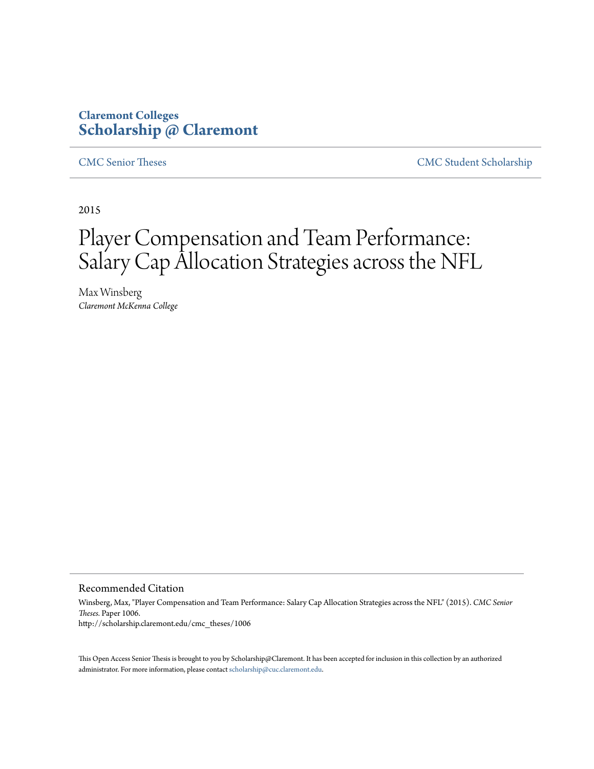Claremont Colleges
**Scholarship @ Claremont**

CMC Senior Theses | CMC Student Scholarship

2015

# Player Compensation and Team Performance: Salary Cap Allocation Strategies across the NFL

Max Winsberg
*Claremont McKenna College*

## Recommended Citation

Winsberg, Max, "Player Compensation and Team Performance: Salary Cap Allocation Strategies across the NFL" (2015). *CMC Senior Theses.* Paper 1006.
http://scholarship.claremont.edu/cmc_theses/1006

This Open Access Senior Thesis is brought to you by Scholarship@Claremont. It has been accepted for inclusion in this collection by an authorized administrator. For more information, please contact scholarship@cuc.claremont.edu.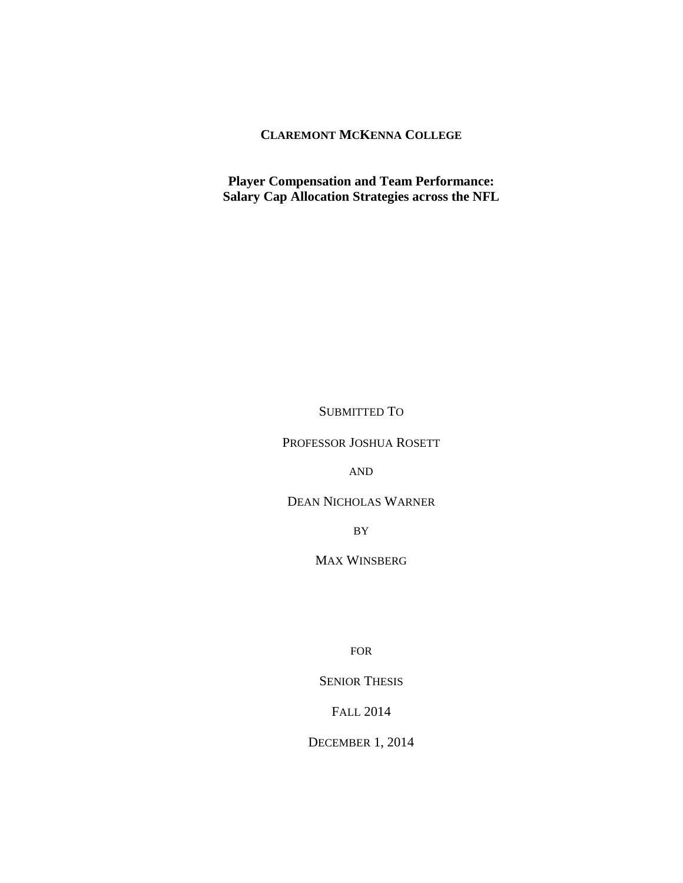**CLAREMONT MCKENNA COLLEGE**

**Player Compensation and Team Performance:**
**Salary Cap Allocation Strategies across the NFL**

SUBMITTED TO

PROFESSOR JOSHUA ROSETT

AND

DEAN NICHOLAS WARNER

BY

MAX WINSBERG

FOR

SENIOR THESIS

FALL 2014

DECEMBER 1, 2014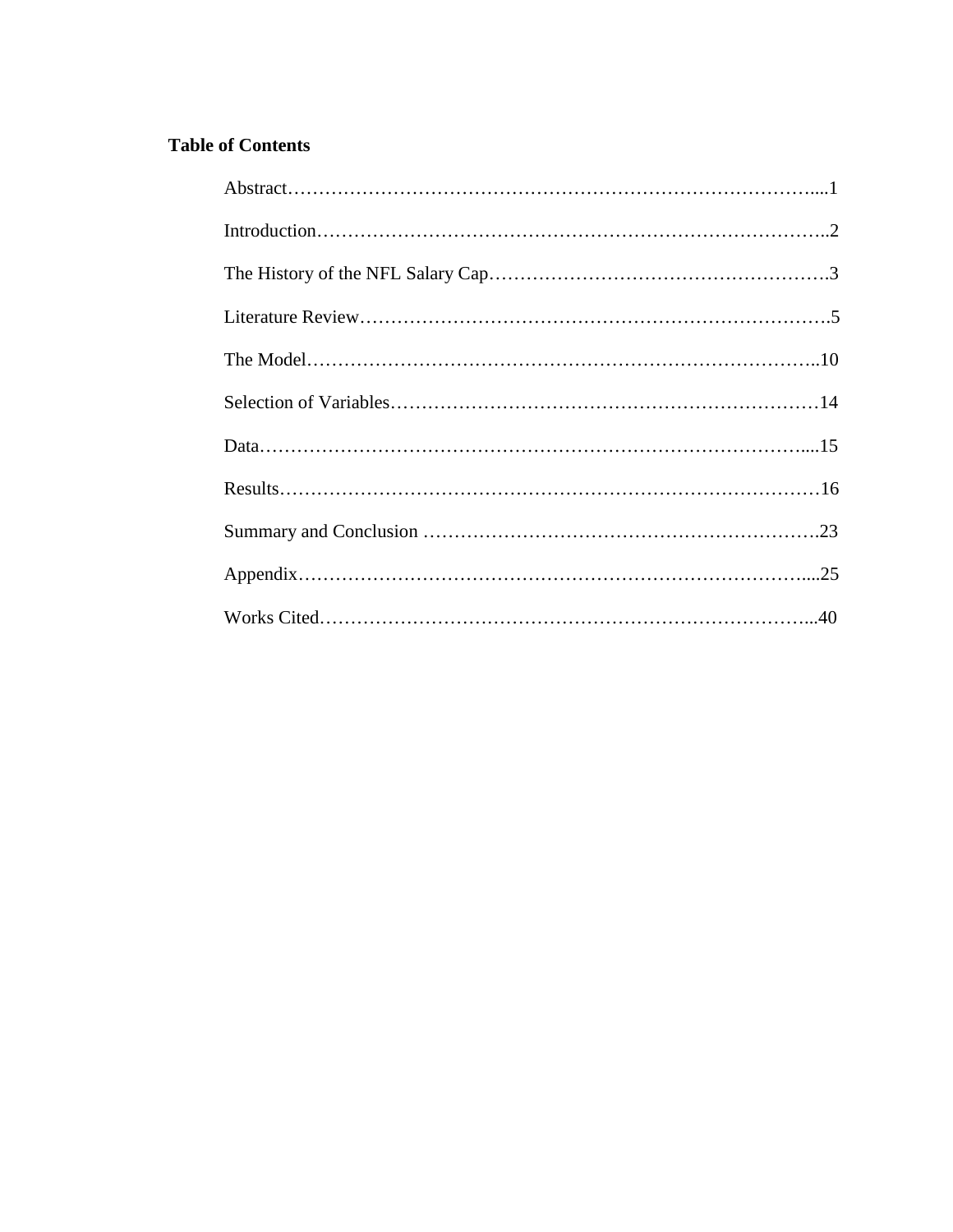**Table of Contents**

Abstract……………………………………………………………………………....1

Introduction……………………………………………………………………..2

The History of the NFL Salary Cap……………………………………………….3

Literature Review………………………………………………………………….5

The Model………………………………………………………………………..10

Selection of Variables……………………………………………………………14

Data…………………………………………………………………………....15

Results……………………………………………………………………………16

Summary and Conclusion ……………………………………………………….23

Appendix……………………………………………………………………....25

Works Cited……………………………………………………………………...40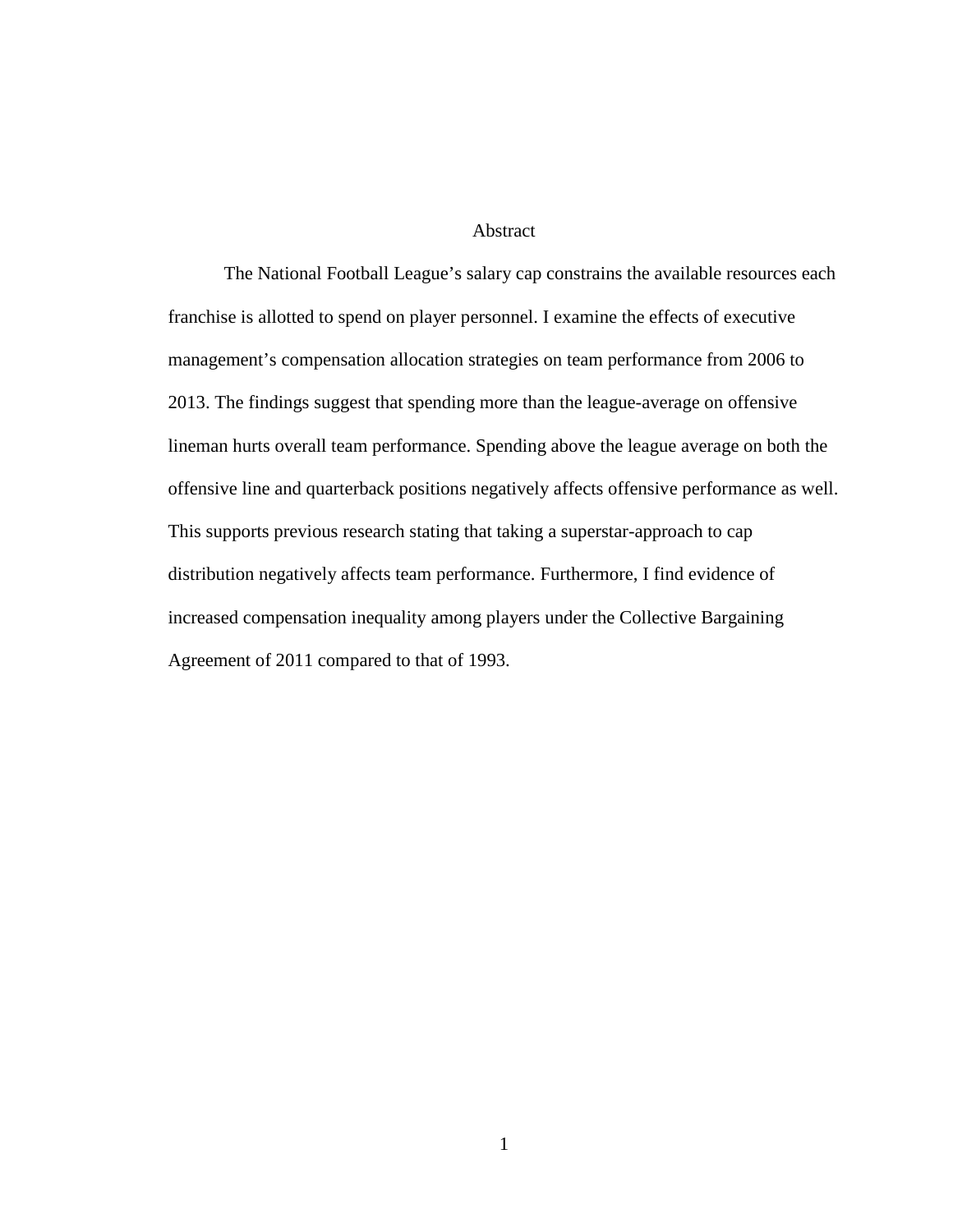# Abstract

The National Football League's salary cap constrains the available resources each franchise is allotted to spend on player personnel. I examine the effects of executive management's compensation allocation strategies on team performance from 2006 to 2013. The findings suggest that spending more than the league-average on offensive lineman hurts overall team performance. Spending above the league average on both the offensive line and quarterback positions negatively affects offensive performance as well. This supports previous research stating that taking a superstar-approach to cap distribution negatively affects team performance. Furthermore, I find evidence of increased compensation inequality among players under the Collective Bargaining Agreement of 2011 compared to that of 1993.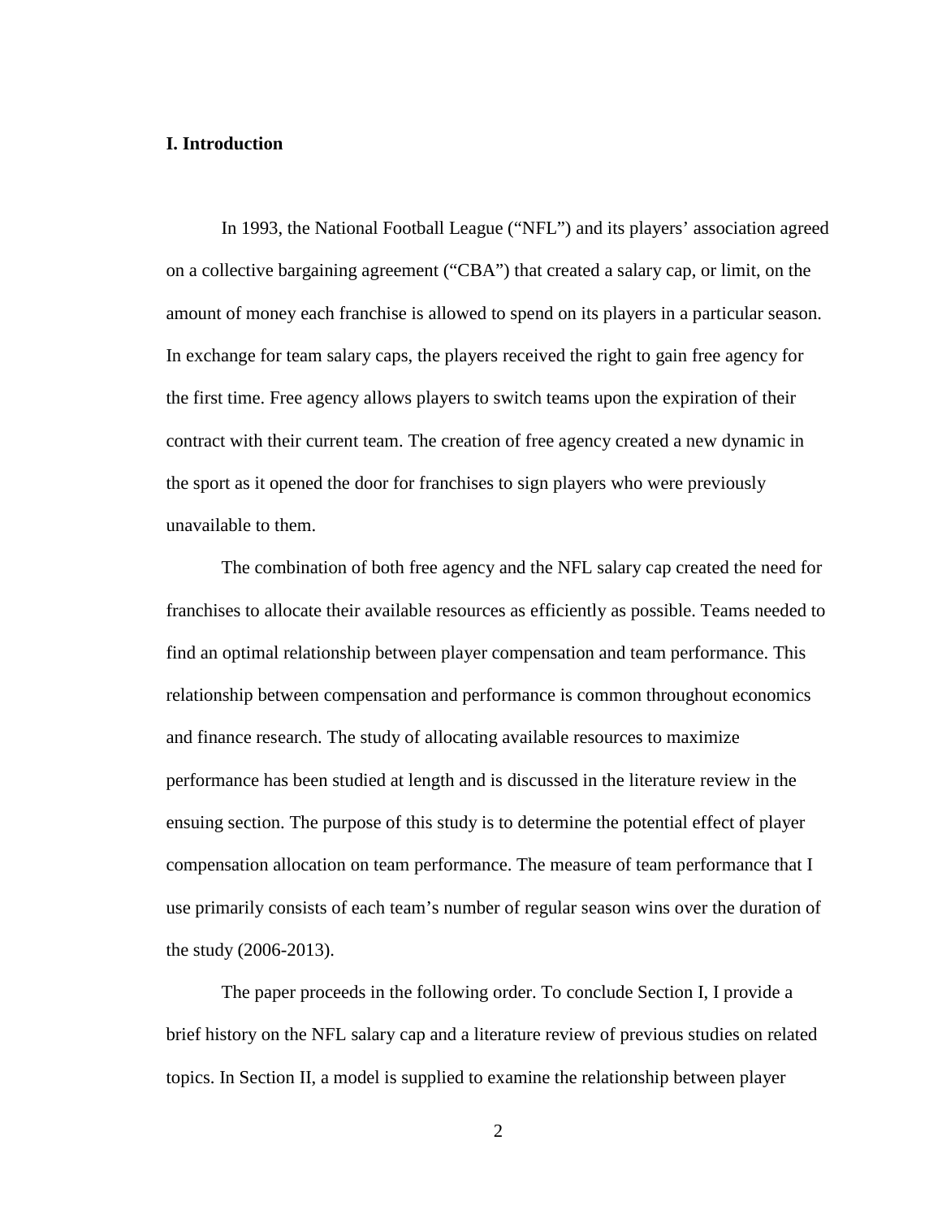## I. Introduction

In 1993, the National Football League ("NFL") and its players' association agreed on a collective bargaining agreement ("CBA") that created a salary cap, or limit, on the amount of money each franchise is allowed to spend on its players in a particular season. In exchange for team salary caps, the players received the right to gain free agency for the first time. Free agency allows players to switch teams upon the expiration of their contract with their current team. The creation of free agency created a new dynamic in the sport as it opened the door for franchises to sign players who were previously unavailable to them.

The combination of both free agency and the NFL salary cap created the need for franchises to allocate their available resources as efficiently as possible. Teams needed to find an optimal relationship between player compensation and team performance. This relationship between compensation and performance is common throughout economics and finance research. The study of allocating available resources to maximize performance has been studied at length and is discussed in the literature review in the ensuing section. The purpose of this study is to determine the potential effect of player compensation allocation on team performance. The measure of team performance that I use primarily consists of each team's number of regular season wins over the duration of the study (2006-2013).

The paper proceeds in the following order. To conclude Section I, I provide a brief history on the NFL salary cap and a literature review of previous studies on related topics. In Section II, a model is supplied to examine the relationship between player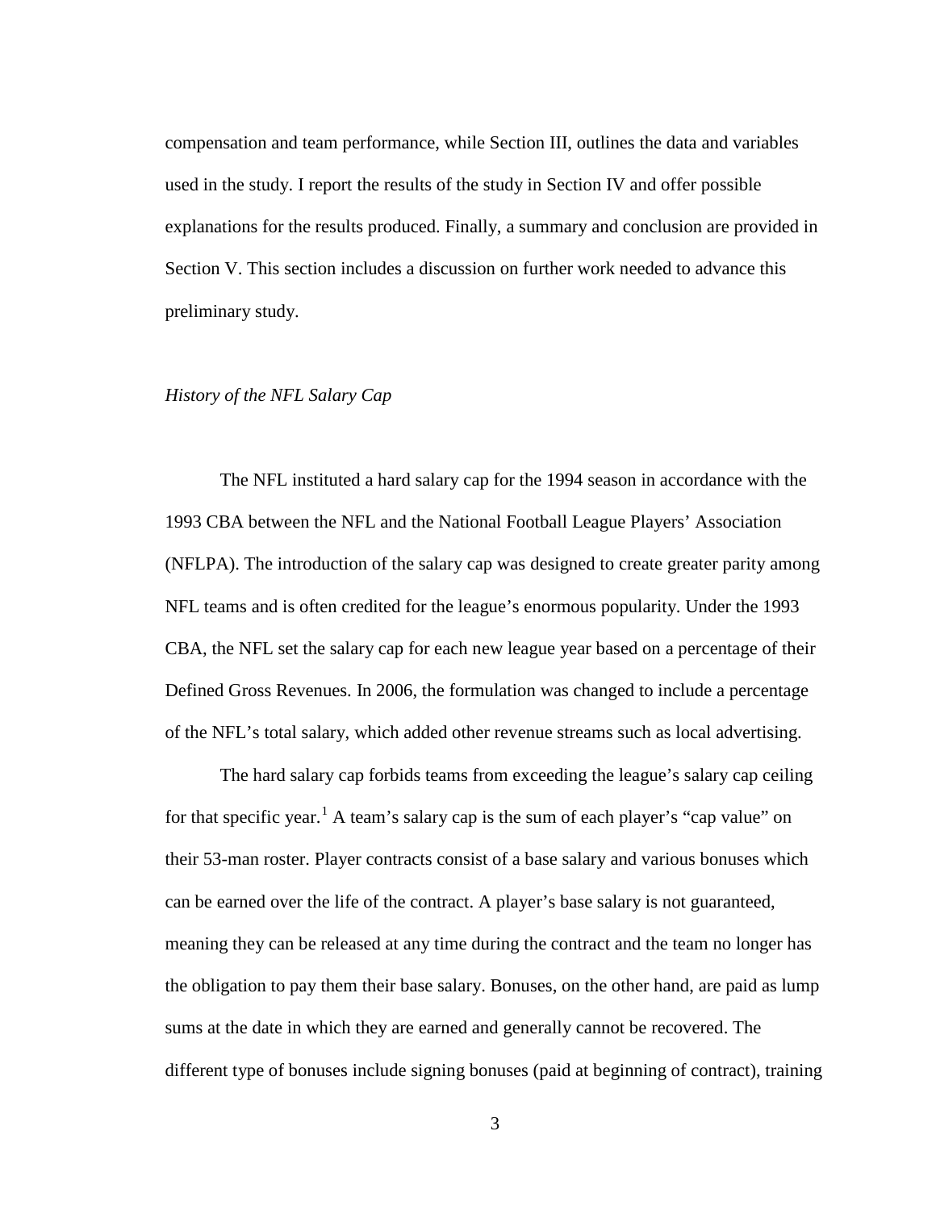compensation and team performance, while Section III, outlines the data and variables used in the study. I report the results of the study in Section IV and offer possible explanations for the results produced. Finally, a summary and conclusion are provided in Section V. This section includes a discussion on further work needed to advance this preliminary study.

*History of the NFL Salary Cap*

The NFL instituted a hard salary cap for the 1994 season in accordance with the 1993 CBA between the NFL and the National Football League Players' Association (NFLPA). The introduction of the salary cap was designed to create greater parity among NFL teams and is often credited for the league's enormous popularity. Under the 1993 CBA, the NFL set the salary cap for each new league year based on a percentage of their Defined Gross Revenues. In 2006, the formulation was changed to include a percentage of the NFL's total salary, which added other revenue streams such as local advertising.

The hard salary cap forbids teams from exceeding the league's salary cap ceiling for that specific year.[1] A team's salary cap is the sum of each player's "cap value" on their 53-man roster. Player contracts consist of a base salary and various bonuses which can be earned over the life of the contract. A player's base salary is not guaranteed, meaning they can be released at any time during the contract and the team no longer has the obligation to pay them their base salary. Bonuses, on the other hand, are paid as lump sums at the date in which they are earned and generally cannot be recovered. The different type of bonuses include signing bonuses (paid at beginning of contract), training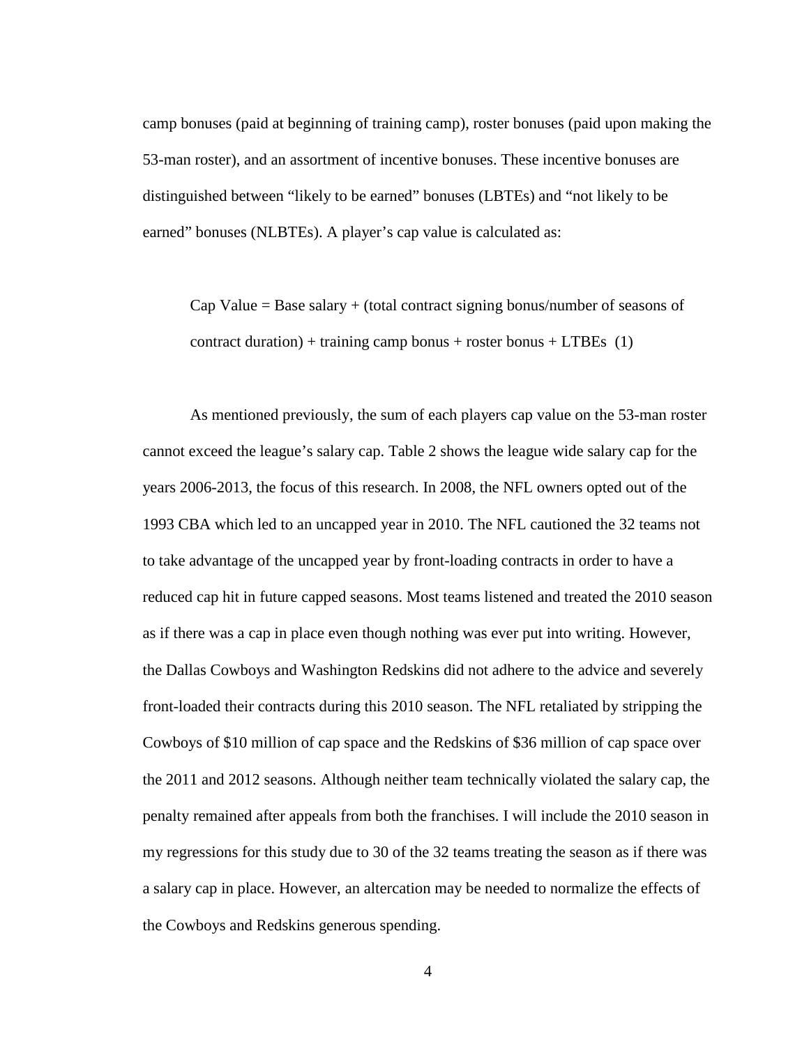camp bonuses (paid at beginning of training camp), roster bonuses (paid upon making the 53-man roster), and an assortment of incentive bonuses. These incentive bonuses are distinguished between "likely to be earned" bonuses (LBTEs) and "not likely to be earned" bonuses (NLBTEs). A player's cap value is calculated as:

Cap Value = Base salary + (total contract signing bonus/number of seasons of contract duration) + training camp bonus + roster bonus + LTBEs (1)

As mentioned previously, the sum of each players cap value on the 53-man roster cannot exceed the league's salary cap. Table 2 shows the league wide salary cap for the years 2006-2013, the focus of this research. In 2008, the NFL owners opted out of the 1993 CBA which led to an uncapped year in 2010. The NFL cautioned the 32 teams not to take advantage of the uncapped year by front-loading contracts in order to have a reduced cap hit in future capped seasons. Most teams listened and treated the 2010 season as if there was a cap in place even though nothing was ever put into writing. However, the Dallas Cowboys and Washington Redskins did not adhere to the advice and severely front-loaded their contracts during this 2010 season. The NFL retaliated by stripping the Cowboys of $10 million of cap space and the Redskins of $36 million of cap space over the 2011 and 2012 seasons. Although neither team technically violated the salary cap, the penalty remained after appeals from both the franchises. I will include the 2010 season in my regressions for this study due to 30 of the 32 teams treating the season as if there was a salary cap in place. However, an altercation may be needed to normalize the effects of the Cowboys and Redskins generous spending.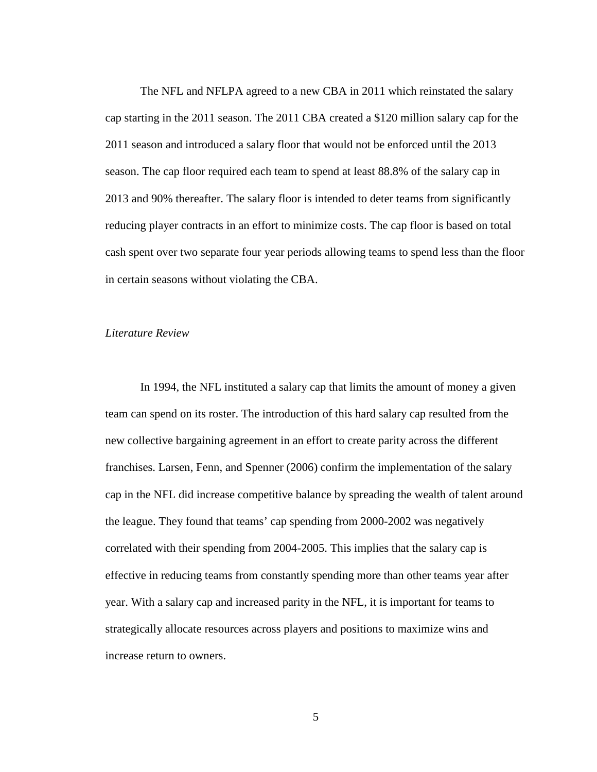The NFL and NFLPA agreed to a new CBA in 2011 which reinstated the salary cap starting in the 2011 season. The 2011 CBA created a $120 million salary cap for the 2011 season and introduced a salary floor that would not be enforced until the 2013 season. The cap floor required each team to spend at least 88.8% of the salary cap in 2013 and 90% thereafter. The salary floor is intended to deter teams from significantly reducing player contracts in an effort to minimize costs. The cap floor is based on total cash spent over two separate four year periods allowing teams to spend less than the floor in certain seasons without violating the CBA.

*Literature Review*

In 1994, the NFL instituted a salary cap that limits the amount of money a given team can spend on its roster. The introduction of this hard salary cap resulted from the new collective bargaining agreement in an effort to create parity across the different franchises. Larsen, Fenn, and Spenner (2006) confirm the implementation of the salary cap in the NFL did increase competitive balance by spreading the wealth of talent around the league. They found that teams' cap spending from 2000-2002 was negatively correlated with their spending from 2004-2005. This implies that the salary cap is effective in reducing teams from constantly spending more than other teams year after year. With a salary cap and increased parity in the NFL, it is important for teams to strategically allocate resources across players and positions to maximize wins and increase return to owners.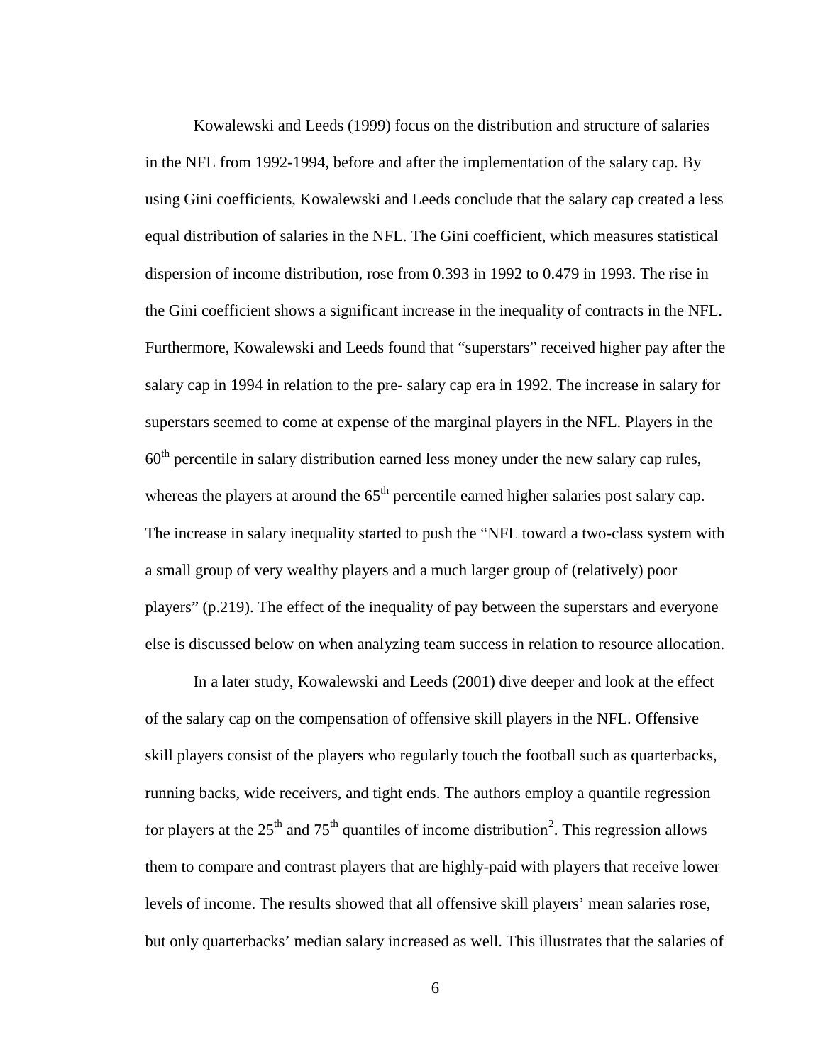Kowalewski and Leeds (1999) focus on the distribution and structure of salaries in the NFL from 1992-1994, before and after the implementation of the salary cap. By using Gini coefficients, Kowalewski and Leeds conclude that the salary cap created a less equal distribution of salaries in the NFL. The Gini coefficient, which measures statistical dispersion of income distribution, rose from 0.393 in 1992 to 0.479 in 1993. The rise in the Gini coefficient shows a significant increase in the inequality of contracts in the NFL. Furthermore, Kowalewski and Leeds found that "superstars" received higher pay after the salary cap in 1994 in relation to the pre- salary cap era in 1992. The increase in salary for superstars seemed to come at expense of the marginal players in the NFL. Players in the 60th percentile in salary distribution earned less money under the new salary cap rules, whereas the players at around the 65th percentile earned higher salaries post salary cap. The increase in salary inequality started to push the "NFL toward a two-class system with a small group of very wealthy players and a much larger group of (relatively) poor players" (p.219). The effect of the inequality of pay between the superstars and everyone else is discussed below on when analyzing team success in relation to resource allocation.

In a later study, Kowalewski and Leeds (2001) dive deeper and look at the effect of the salary cap on the compensation of offensive skill players in the NFL. Offensive skill players consist of the players who regularly touch the football such as quarterbacks, running backs, wide receivers, and tight ends. The authors employ a quantile regression for players at the 25th and 75th quantiles of income distribution[2]. This regression allows them to compare and contrast players that are highly-paid with players that receive lower levels of income. The results showed that all offensive skill players' mean salaries rose, but only quarterbacks' median salary increased as well. This illustrates that the salaries of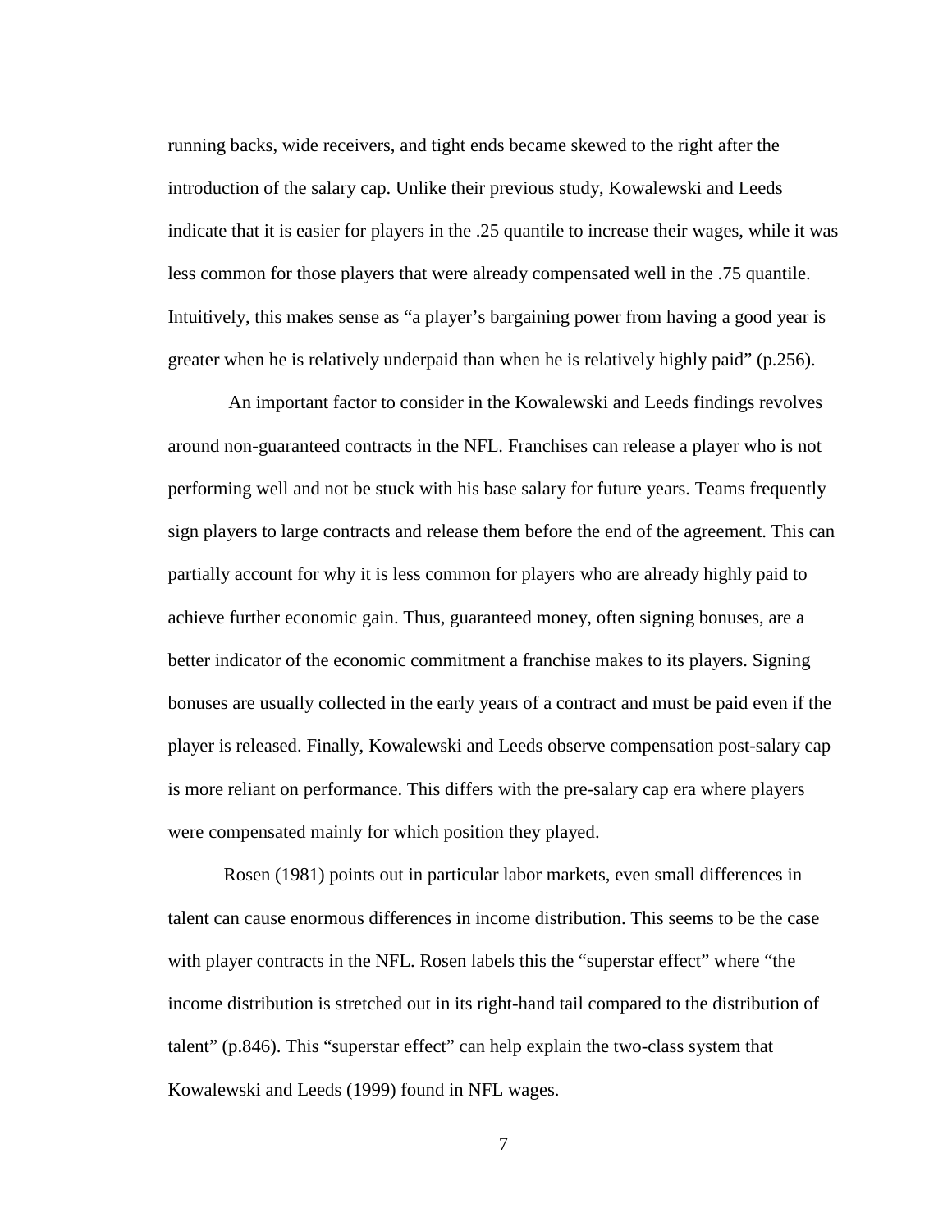running backs, wide receivers, and tight ends became skewed to the right after the introduction of the salary cap. Unlike their previous study, Kowalewski and Leeds indicate that it is easier for players in the .25 quantile to increase their wages, while it was less common for those players that were already compensated well in the .75 quantile. Intuitively, this makes sense as "a player's bargaining power from having a good year is greater when he is relatively underpaid than when he is relatively highly paid" (p.256).

An important factor to consider in the Kowalewski and Leeds findings revolves around non-guaranteed contracts in the NFL. Franchises can release a player who is not performing well and not be stuck with his base salary for future years. Teams frequently sign players to large contracts and release them before the end of the agreement. This can partially account for why it is less common for players who are already highly paid to achieve further economic gain. Thus, guaranteed money, often signing bonuses, are a better indicator of the economic commitment a franchise makes to its players. Signing bonuses are usually collected in the early years of a contract and must be paid even if the player is released. Finally, Kowalewski and Leeds observe compensation post-salary cap is more reliant on performance. This differs with the pre-salary cap era where players were compensated mainly for which position they played.

Rosen (1981) points out in particular labor markets, even small differences in talent can cause enormous differences in income distribution. This seems to be the case with player contracts in the NFL. Rosen labels this the "superstar effect" where "the income distribution is stretched out in its right-hand tail compared to the distribution of talent" (p.846). This "superstar effect" can help explain the two-class system that Kowalewski and Leeds (1999) found in NFL wages.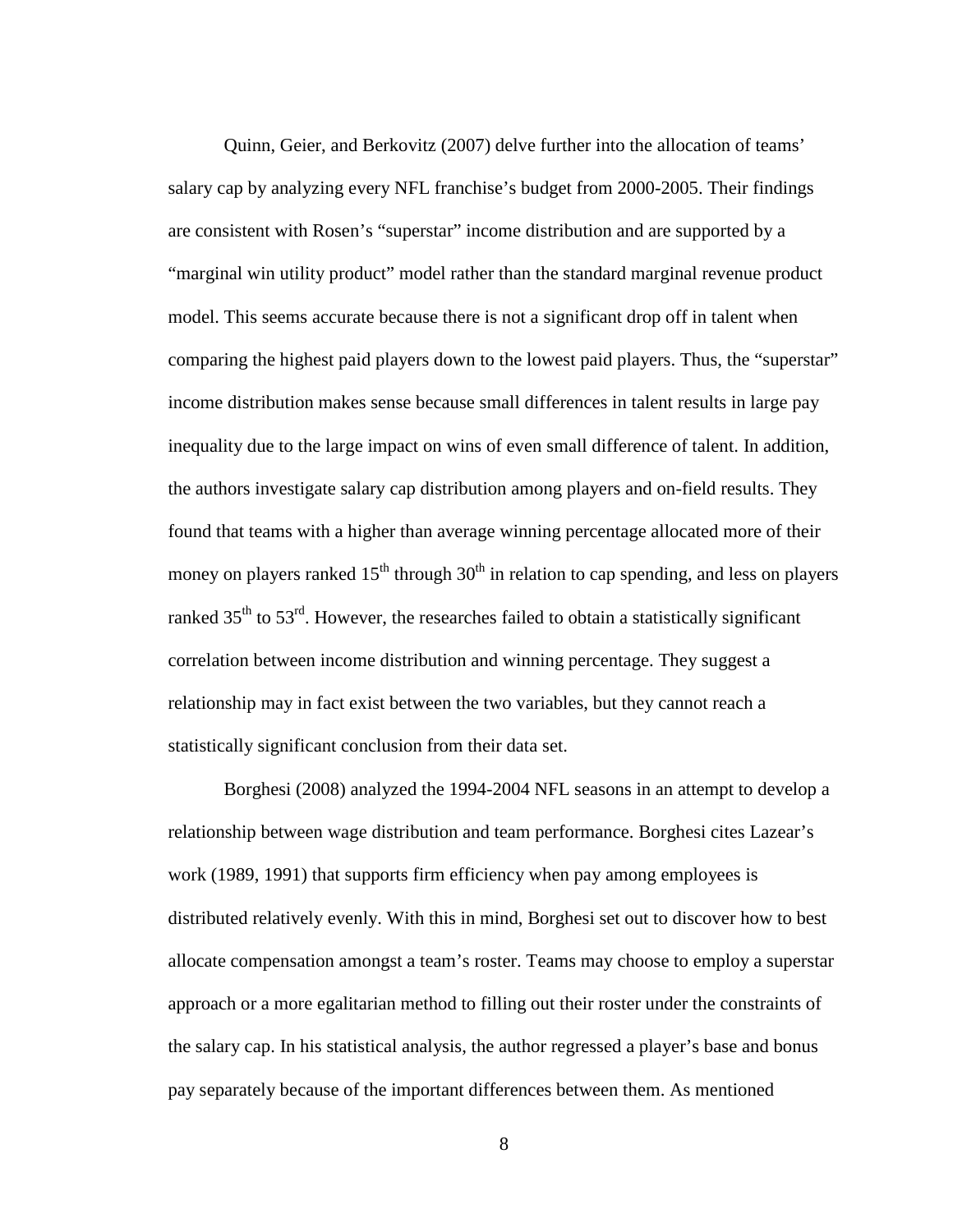Quinn, Geier, and Berkovitz (2007) delve further into the allocation of teams' salary cap by analyzing every NFL franchise's budget from 2000-2005. Their findings are consistent with Rosen's "superstar" income distribution and are supported by a "marginal win utility product" model rather than the standard marginal revenue product model. This seems accurate because there is not a significant drop off in talent when comparing the highest paid players down to the lowest paid players. Thus, the "superstar" income distribution makes sense because small differences in talent results in large pay inequality due to the large impact on wins of even small difference of talent. In addition, the authors investigate salary cap distribution among players and on-field results. They found that teams with a higher than average winning percentage allocated more of their money on players ranked 15th through 30th in relation to cap spending, and less on players ranked 35th to 53rd. However, the researches failed to obtain a statistically significant correlation between income distribution and winning percentage. They suggest a relationship may in fact exist between the two variables, but they cannot reach a statistically significant conclusion from their data set.

Borghesi (2008) analyzed the 1994-2004 NFL seasons in an attempt to develop a relationship between wage distribution and team performance. Borghesi cites Lazear's work (1989, 1991) that supports firm efficiency when pay among employees is distributed relatively evenly. With this in mind, Borghesi set out to discover how to best allocate compensation amongst a team's roster. Teams may choose to employ a superstar approach or a more egalitarian method to filling out their roster under the constraints of the salary cap. In his statistical analysis, the author regressed a player's base and bonus pay separately because of the important differences between them. As mentioned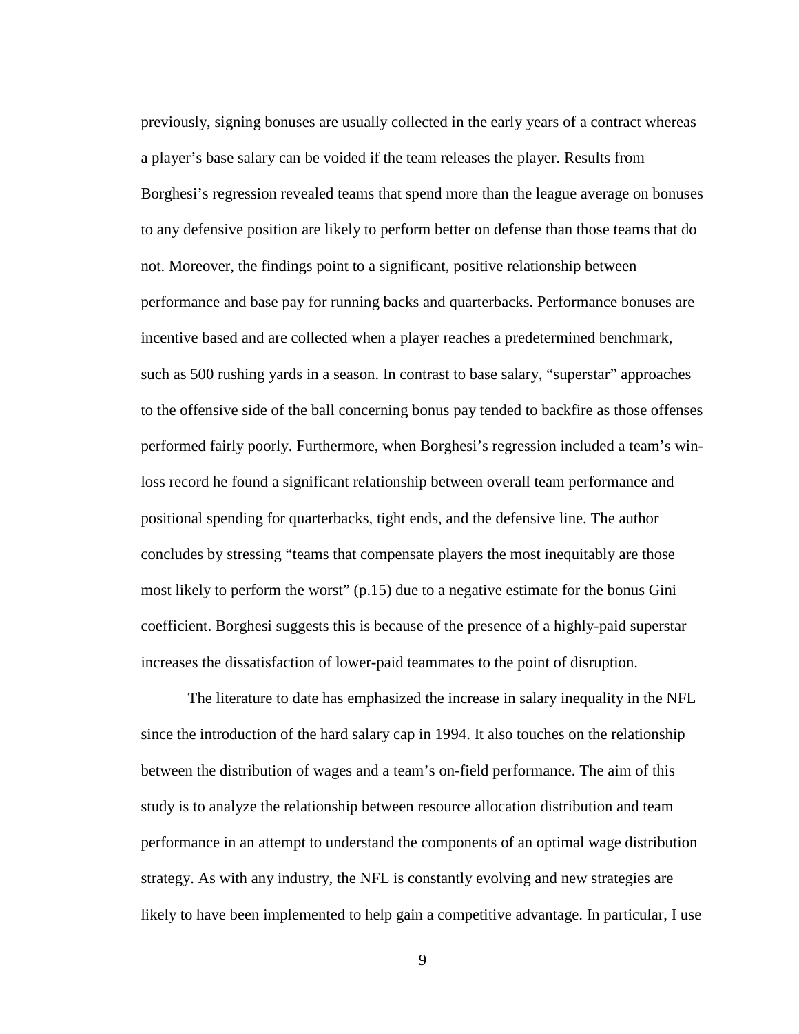previously, signing bonuses are usually collected in the early years of a contract whereas a player's base salary can be voided if the team releases the player. Results from Borghesi's regression revealed teams that spend more than the league average on bonuses to any defensive position are likely to perform better on defense than those teams that do not. Moreover, the findings point to a significant, positive relationship between performance and base pay for running backs and quarterbacks. Performance bonuses are incentive based and are collected when a player reaches a predetermined benchmark, such as 500 rushing yards in a season. In contrast to base salary, "superstar" approaches to the offensive side of the ball concerning bonus pay tended to backfire as those offenses performed fairly poorly. Furthermore, when Borghesi's regression included a team's win-loss record he found a significant relationship between overall team performance and positional spending for quarterbacks, tight ends, and the defensive line. The author concludes by stressing "teams that compensate players the most inequitably are those most likely to perform the worst" (p.15) due to a negative estimate for the bonus Gini coefficient. Borghesi suggests this is because of the presence of a highly-paid superstar increases the dissatisfaction of lower-paid teammates to the point of disruption.

The literature to date has emphasized the increase in salary inequality in the NFL since the introduction of the hard salary cap in 1994. It also touches on the relationship between the distribution of wages and a team's on-field performance. The aim of this study is to analyze the relationship between resource allocation distribution and team performance in an attempt to understand the components of an optimal wage distribution strategy. As with any industry, the NFL is constantly evolving and new strategies are likely to have been implemented to help gain a competitive advantage. In particular, I use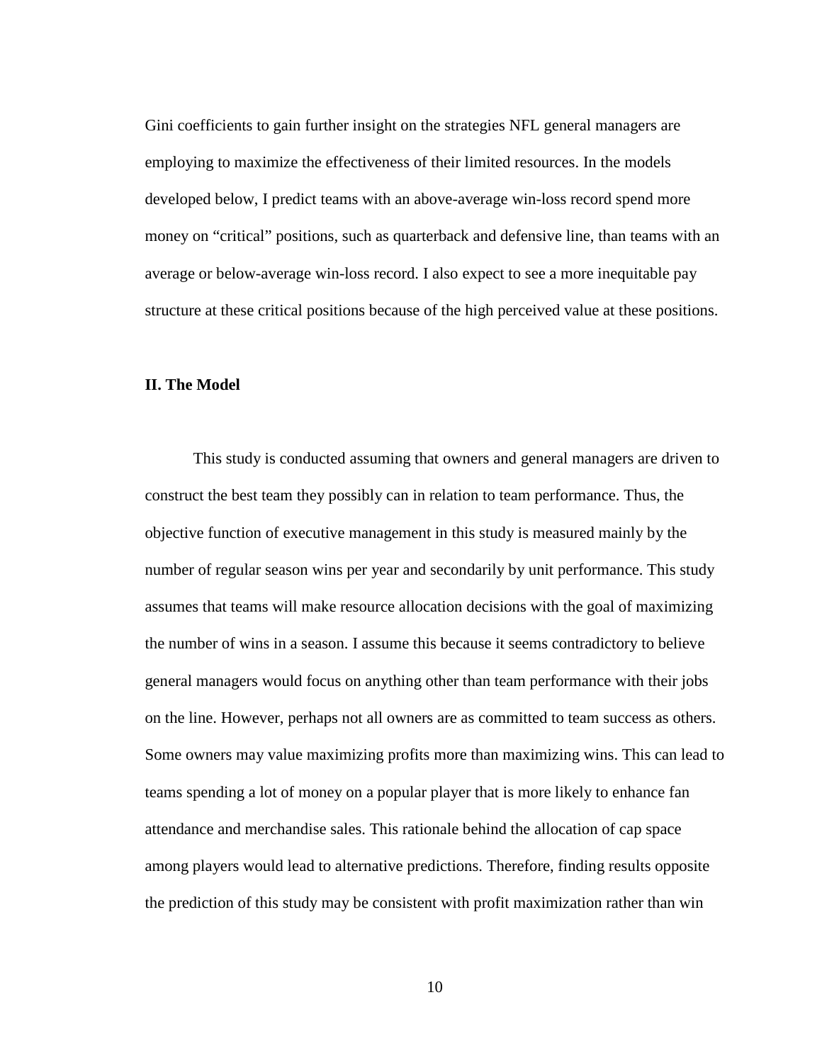Gini coefficients to gain further insight on the strategies NFL general managers are employing to maximize the effectiveness of their limited resources. In the models developed below, I predict teams with an above-average win-loss record spend more money on “critical” positions, such as quarterback and defensive line, than teams with an average or below-average win-loss record. I also expect to see a more inequitable pay structure at these critical positions because of the high perceived value at these positions.

## II. The Model

This study is conducted assuming that owners and general managers are driven to construct the best team they possibly can in relation to team performance. Thus, the objective function of executive management in this study is measured mainly by the number of regular season wins per year and secondarily by unit performance. This study assumes that teams will make resource allocation decisions with the goal of maximizing the number of wins in a season. I assume this because it seems contradictory to believe general managers would focus on anything other than team performance with their jobs on the line. However, perhaps not all owners are as committed to team success as others. Some owners may value maximizing profits more than maximizing wins. This can lead to teams spending a lot of money on a popular player that is more likely to enhance fan attendance and merchandise sales. This rationale behind the allocation of cap space among players would lead to alternative predictions. Therefore, finding results opposite the prediction of this study may be consistent with profit maximization rather than win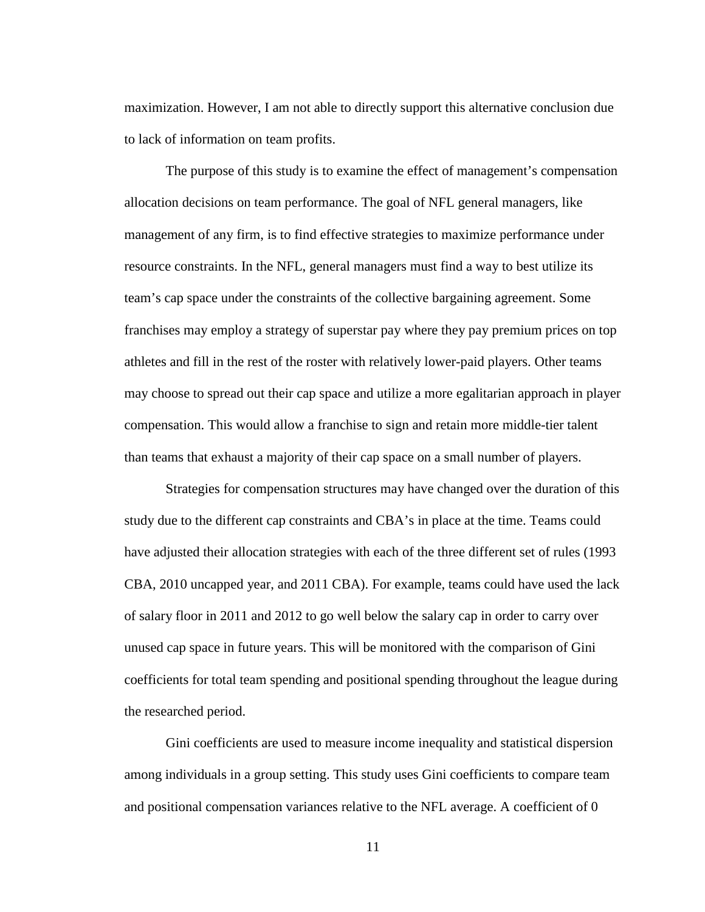maximization. However, I am not able to directly support this alternative conclusion due to lack of information on team profits.

The purpose of this study is to examine the effect of management's compensation allocation decisions on team performance. The goal of NFL general managers, like management of any firm, is to find effective strategies to maximize performance under resource constraints. In the NFL, general managers must find a way to best utilize its team's cap space under the constraints of the collective bargaining agreement. Some franchises may employ a strategy of superstar pay where they pay premium prices on top athletes and fill in the rest of the roster with relatively lower-paid players. Other teams may choose to spread out their cap space and utilize a more egalitarian approach in player compensation. This would allow a franchise to sign and retain more middle-tier talent than teams that exhaust a majority of their cap space on a small number of players.

Strategies for compensation structures may have changed over the duration of this study due to the different cap constraints and CBA's in place at the time. Teams could have adjusted their allocation strategies with each of the three different set of rules (1993 CBA, 2010 uncapped year, and 2011 CBA). For example, teams could have used the lack of salary floor in 2011 and 2012 to go well below the salary cap in order to carry over unused cap space in future years. This will be monitored with the comparison of Gini coefficients for total team spending and positional spending throughout the league during the researched period.

Gini coefficients are used to measure income inequality and statistical dispersion among individuals in a group setting. This study uses Gini coefficients to compare team and positional compensation variances relative to the NFL average. A coefficient of 0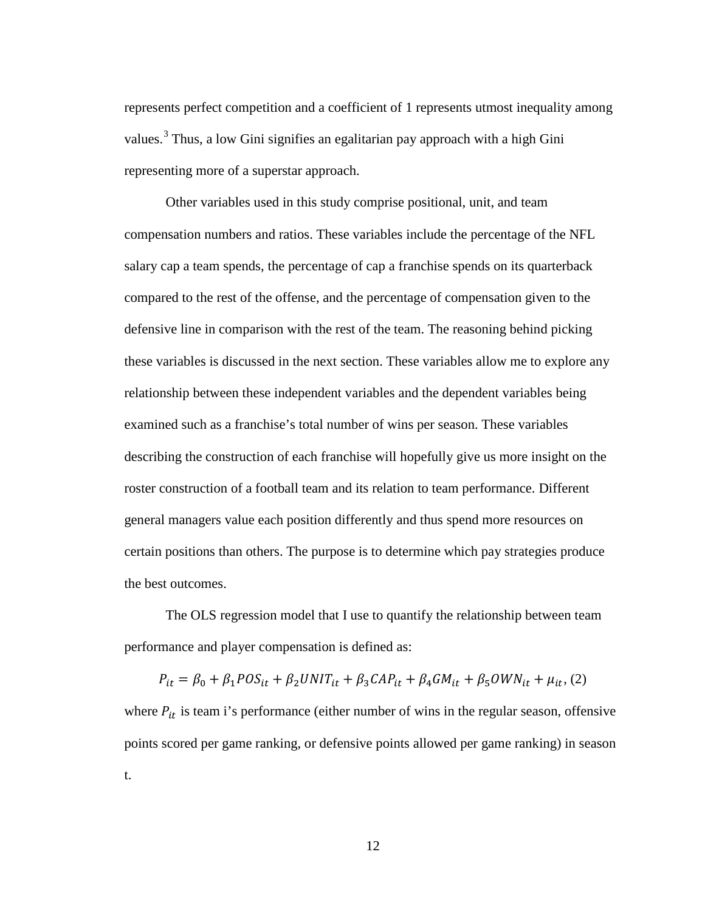represents perfect competition and a coefficient of 1 represents utmost inequality among values.[3] Thus, a low Gini signifies an egalitarian pay approach with a high Gini representing more of a superstar approach.

Other variables used in this study comprise positional, unit, and team compensation numbers and ratios. These variables include the percentage of the NFL salary cap a team spends, the percentage of cap a franchise spends on its quarterback compared to the rest of the offense, and the percentage of compensation given to the defensive line in comparison with the rest of the team. The reasoning behind picking these variables is discussed in the next section. These variables allow me to explore any relationship between these independent variables and the dependent variables being examined such as a franchise's total number of wins per season. These variables describing the construction of each franchise will hopefully give us more insight on the roster construction of a football team and its relation to team performance. Different general managers value each position differently and thus spend more resources on certain positions than others. The purpose is to determine which pay strategies produce the best outcomes.

The OLS regression model that I use to quantify the relationship between team performance and player compensation is defined as:

$$P_{it} = \beta_0 + \beta_1 POS_{it} + \beta_2 UNIT_{it} + \beta_3 CAP_{it} + \beta_4 GM_{it} + \beta_5 OWN_{it} + \mu_{it}, (2)$$

where $P_{it}$ is team i's performance (either number of wins in the regular season, offensive points scored per game ranking, or defensive points allowed per game ranking) in season t.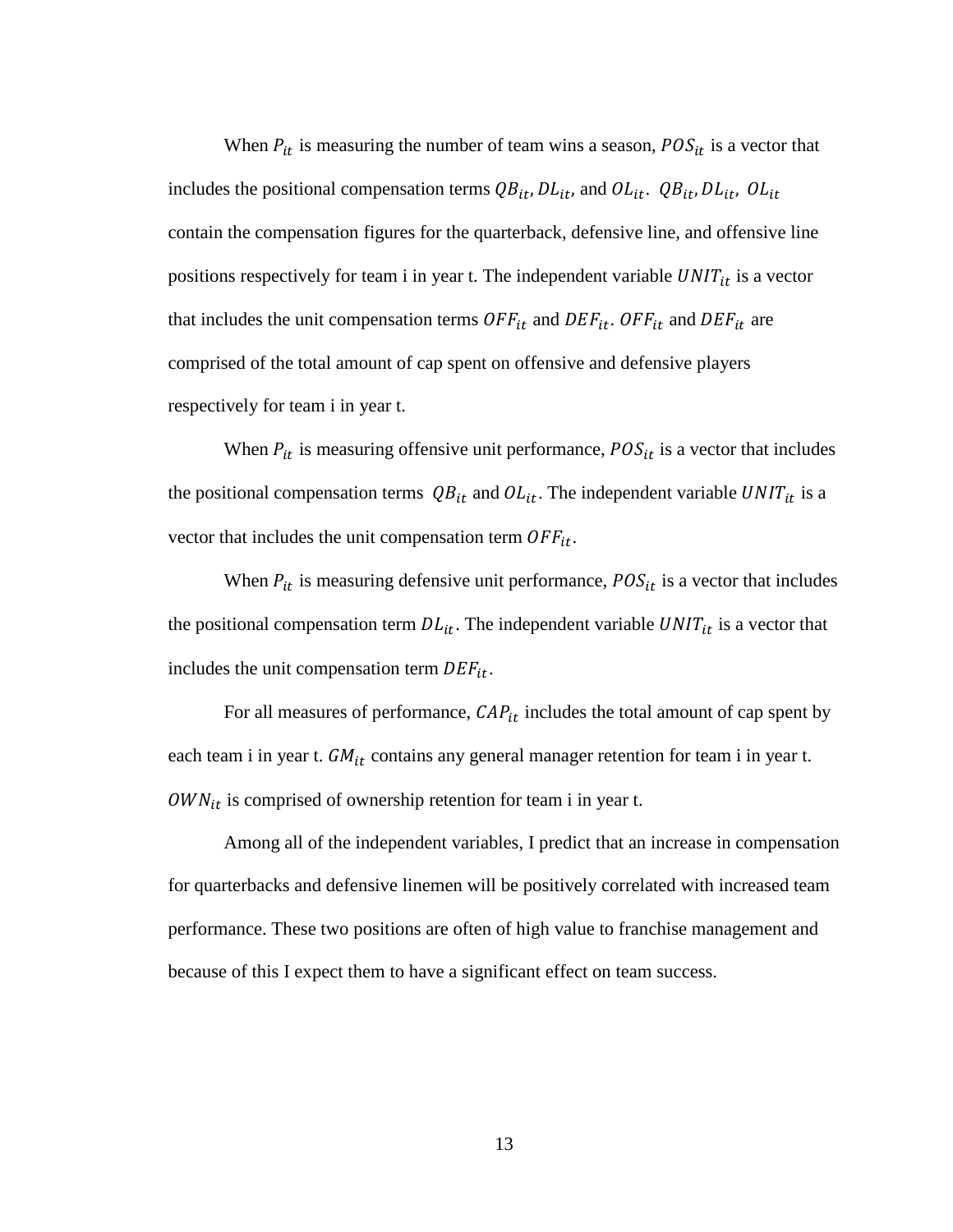When $P_{it}$ is measuring the number of team wins a season, $POS_{it}$ is a vector that includes the positional compensation terms $QB_{it}, DL_{it}$, and $OL_{it}$. $QB_{it}, DL_{it}, OL_{it}$ contain the compensation figures for the quarterback, defensive line, and offensive line positions respectively for team i in year t. The independent variable $UNIT_{it}$ is a vector that includes the unit compensation terms $OFF_{it}$ and $DEF_{it}$. $OFF_{it}$ and $DEF_{it}$ are comprised of the total amount of cap spent on offensive and defensive players respectively for team i in year t.

When $P_{it}$ is measuring offensive unit performance, $POS_{it}$ is a vector that includes the positional compensation terms $QB_{it}$ and $OL_{it}$. The independent variable $UNIT_{it}$ is a vector that includes the unit compensation term $OFF_{it}$.

When $P_{it}$ is measuring defensive unit performance, $POS_{it}$ is a vector that includes the positional compensation term $DL_{it}$. The independent variable $UNIT_{it}$ is a vector that includes the unit compensation term $DEF_{it}$.

For all measures of performance, $CAP_{it}$ includes the total amount of cap spent by each team i in year t. $GM_{it}$ contains any general manager retention for team i in year t. $OWN_{it}$ is comprised of ownership retention for team i in year t.

Among all of the independent variables, I predict that an increase in compensation for quarterbacks and defensive linemen will be positively correlated with increased team performance. These two positions are often of high value to franchise management and because of this I expect them to have a significant effect on team success.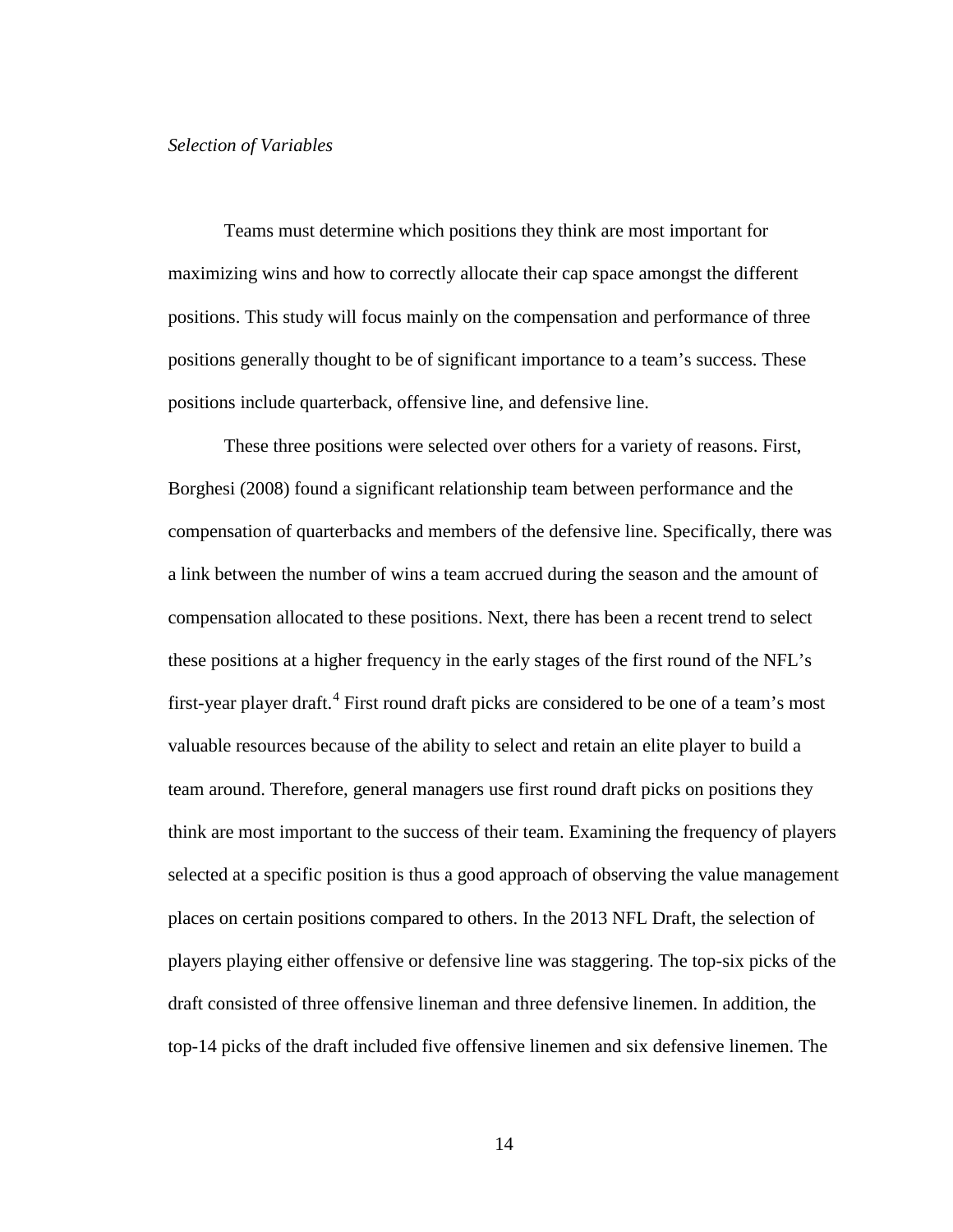*Selection of Variables*

Teams must determine which positions they think are most important for maximizing wins and how to correctly allocate their cap space amongst the different positions. This study will focus mainly on the compensation and performance of three positions generally thought to be of significant importance to a team's success. These positions include quarterback, offensive line, and defensive line.

These three positions were selected over others for a variety of reasons. First, Borghesi (2008) found a significant relationship team between performance and the compensation of quarterbacks and members of the defensive line. Specifically, there was a link between the number of wins a team accrued during the season and the amount of compensation allocated to these positions. Next, there has been a recent trend to select these positions at a higher frequency in the early stages of the first round of the NFL's first-year player draft.[4] First round draft picks are considered to be one of a team's most valuable resources because of the ability to select and retain an elite player to build a team around. Therefore, general managers use first round draft picks on positions they think are most important to the success of their team. Examining the frequency of players selected at a specific position is thus a good approach of observing the value management places on certain positions compared to others. In the 2013 NFL Draft, the selection of players playing either offensive or defensive line was staggering. The top-six picks of the draft consisted of three offensive lineman and three defensive linemen. In addition, the top-14 picks of the draft included five offensive linemen and six defensive linemen. The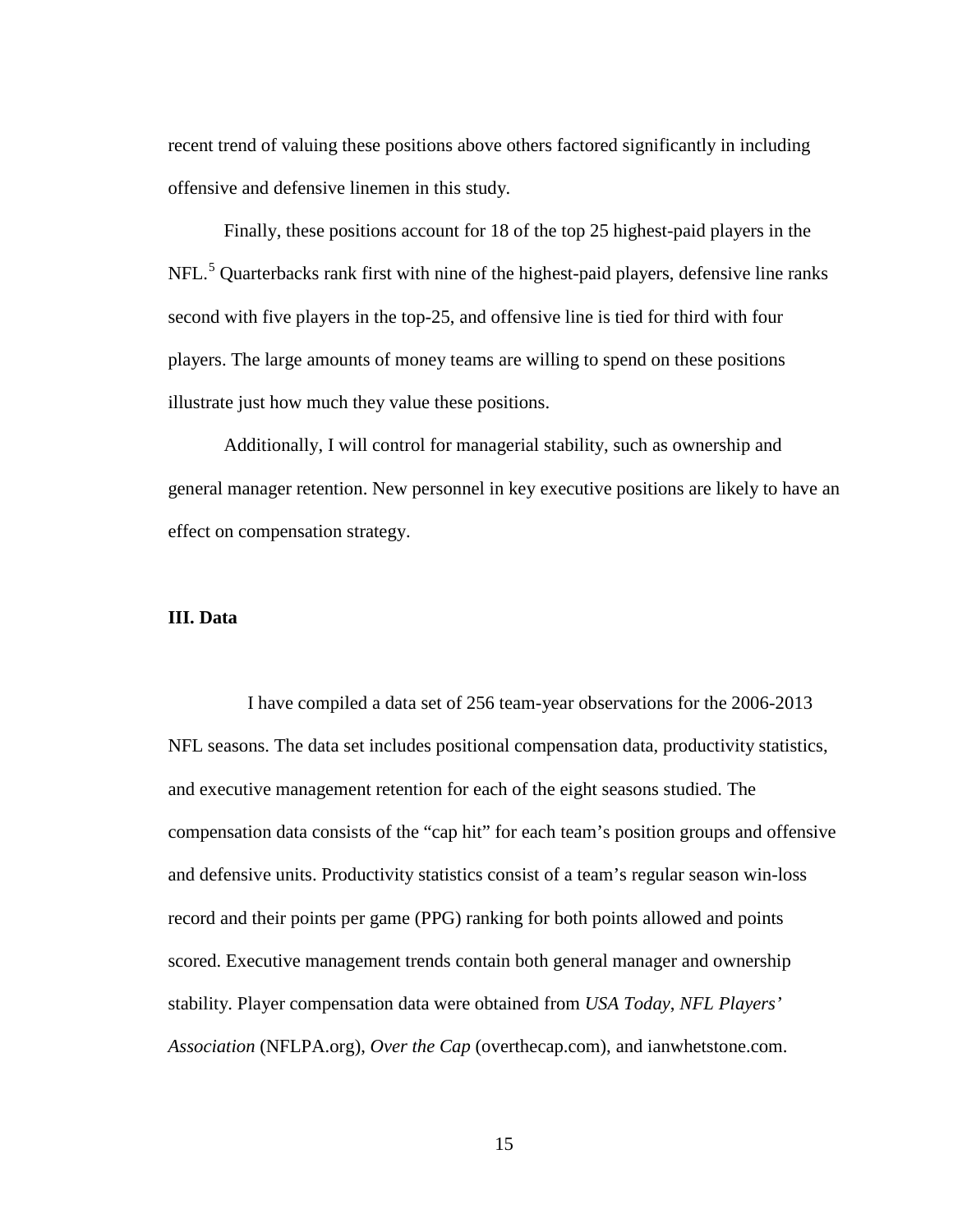recent trend of valuing these positions above others factored significantly in including offensive and defensive linemen in this study.

Finally, these positions account for 18 of the top 25 highest-paid players in the NFL.[5] Quarterbacks rank first with nine of the highest-paid players, defensive line ranks second with five players in the top-25, and offensive line is tied for third with four players. The large amounts of money teams are willing to spend on these positions illustrate just how much they value these positions.

Additionally, I will control for managerial stability, such as ownership and general manager retention. New personnel in key executive positions are likely to have an effect on compensation strategy.

### III. Data

I have compiled a data set of 256 team-year observations for the 2006-2013 NFL seasons. The data set includes positional compensation data, productivity statistics, and executive management retention for each of the eight seasons studied. The compensation data consists of the "cap hit" for each team's position groups and offensive and defensive units. Productivity statistics consist of a team's regular season win-loss record and their points per game (PPG) ranking for both points allowed and points scored. Executive management trends contain both general manager and ownership stability. Player compensation data were obtained from *USA Today*, *NFL Players' Association* (NFLPA.org), *Over the Cap* (overthecap.com), and ianwhetstone.com.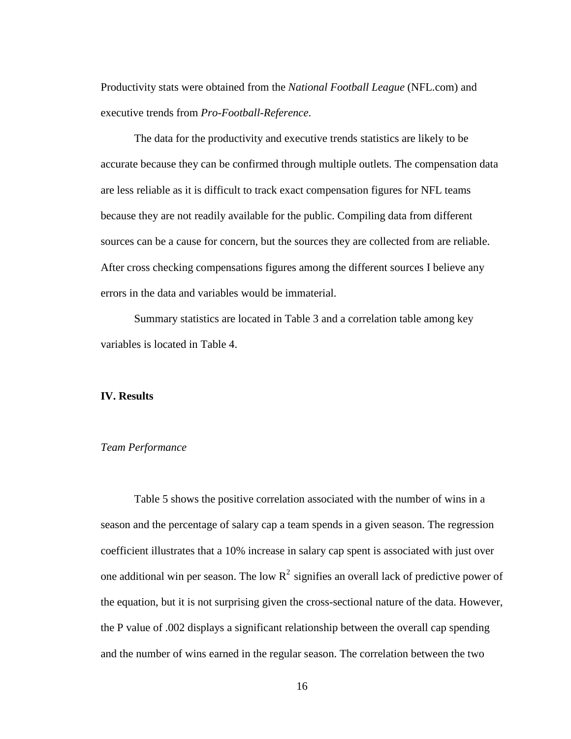Productivity stats were obtained from the *National Football League* (NFL.com) and executive trends from *Pro-Football-Reference*.

The data for the productivity and executive trends statistics are likely to be accurate because they can be confirmed through multiple outlets. The compensation data are less reliable as it is difficult to track exact compensation figures for NFL teams because they are not readily available for the public. Compiling data from different sources can be a cause for concern, but the sources they are collected from are reliable. After cross checking compensations figures among the different sources I believe any errors in the data and variables would be immaterial.

Summary statistics are located in Table 3 and a correlation table among key variables is located in Table 4.

## IV. Results

### *Team Performance*

Table 5 shows the positive correlation associated with the number of wins in a season and the percentage of salary cap a team spends in a given season. The regression coefficient illustrates that a 10% increase in salary cap spent is associated with just over one additional win per season. The low $R^2$ signifies an overall lack of predictive power of the equation, but it is not surprising given the cross-sectional nature of the data. However, the P value of .002 displays a significant relationship between the overall cap spending and the number of wins earned in the regular season. The correlation between the two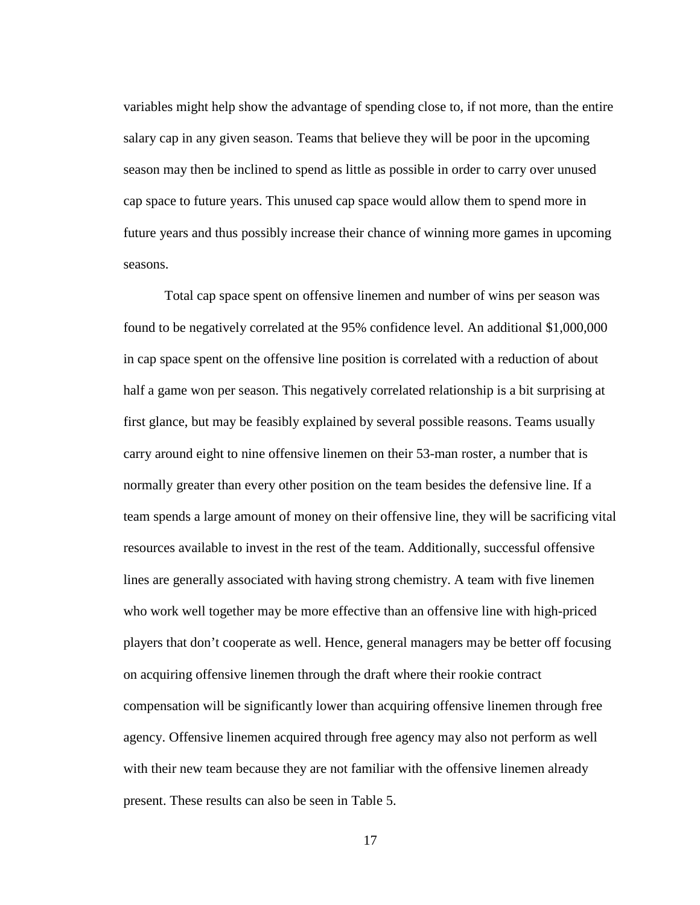variables might help show the advantage of spending close to, if not more, than the entire salary cap in any given season. Teams that believe they will be poor in the upcoming season may then be inclined to spend as little as possible in order to carry over unused cap space to future years. This unused cap space would allow them to spend more in future years and thus possibly increase their chance of winning more games in upcoming seasons.

Total cap space spent on offensive linemen and number of wins per season was found to be negatively correlated at the 95% confidence level. An additional $1,000,000 in cap space spent on the offensive line position is correlated with a reduction of about half a game won per season. This negatively correlated relationship is a bit surprising at first glance, but may be feasibly explained by several possible reasons. Teams usually carry around eight to nine offensive linemen on their 53-man roster, a number that is normally greater than every other position on the team besides the defensive line. If a team spends a large amount of money on their offensive line, they will be sacrificing vital resources available to invest in the rest of the team. Additionally, successful offensive lines are generally associated with having strong chemistry. A team with five linemen who work well together may be more effective than an offensive line with high-priced players that don't cooperate as well. Hence, general managers may be better off focusing on acquiring offensive linemen through the draft where their rookie contract compensation will be significantly lower than acquiring offensive linemen through free agency. Offensive linemen acquired through free agency may also not perform as well with their new team because they are not familiar with the offensive linemen already present. These results can also be seen in Table 5.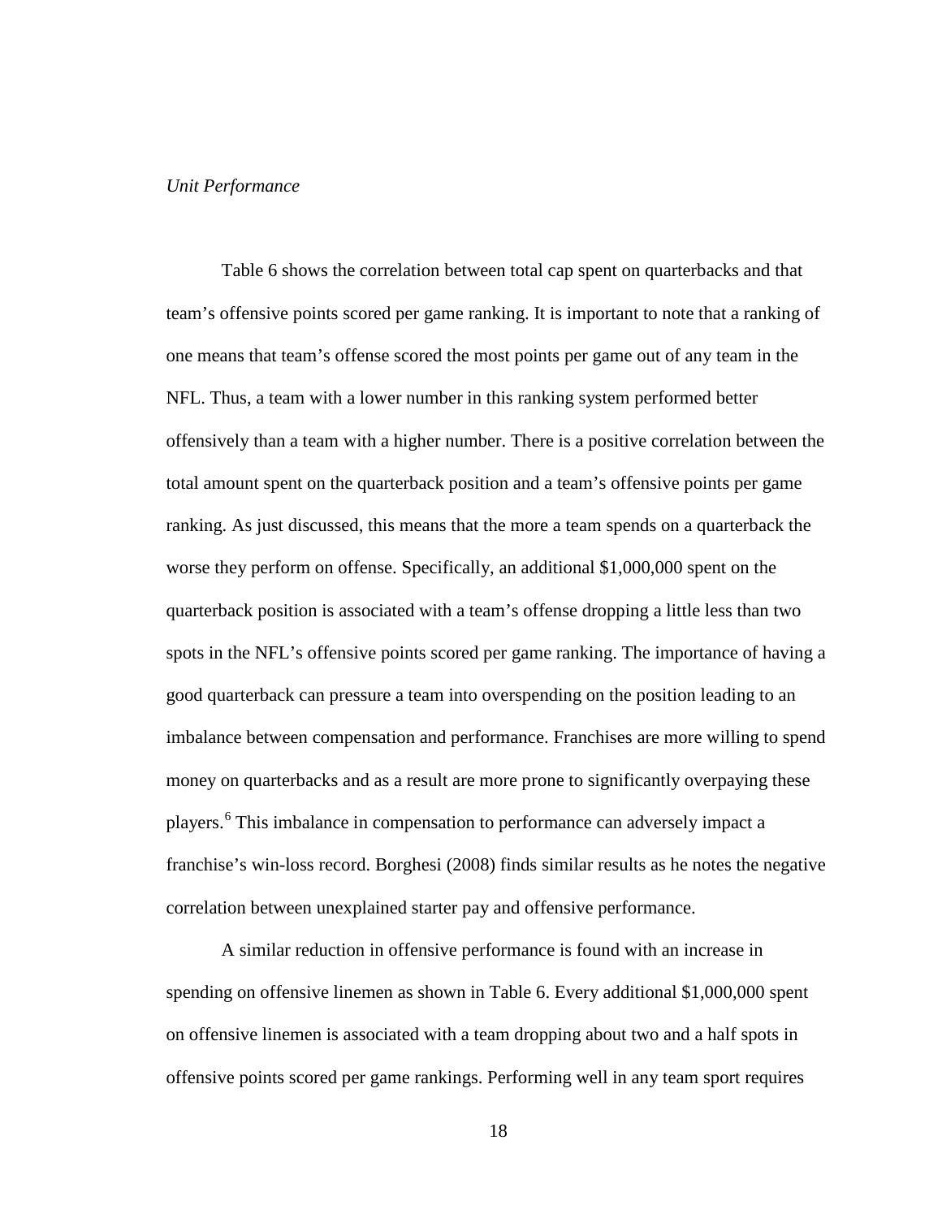*Unit Performance*

Table 6 shows the correlation between total cap spent on quarterbacks and that team's offensive points scored per game ranking. It is important to note that a ranking of one means that team's offense scored the most points per game out of any team in the NFL. Thus, a team with a lower number in this ranking system performed better offensively than a team with a higher number. There is a positive correlation between the total amount spent on the quarterback position and a team's offensive points per game ranking. As just discussed, this means that the more a team spends on a quarterback the worse they perform on offense. Specifically, an additional $1,000,000 spent on the quarterback position is associated with a team's offense dropping a little less than two spots in the NFL's offensive points scored per game ranking. The importance of having a good quarterback can pressure a team into overspending on the position leading to an imbalance between compensation and performance. Franchises are more willing to spend money on quarterbacks and as a result are more prone to significantly overpaying these players.[6] This imbalance in compensation to performance can adversely impact a franchise's win-loss record. Borghesi (2008) finds similar results as he notes the negative correlation between unexplained starter pay and offensive performance.

A similar reduction in offensive performance is found with an increase in spending on offensive linemen as shown in Table 6. Every additional $1,000,000 spent on offensive linemen is associated with a team dropping about two and a half spots in offensive points scored per game rankings. Performing well in any team sport requires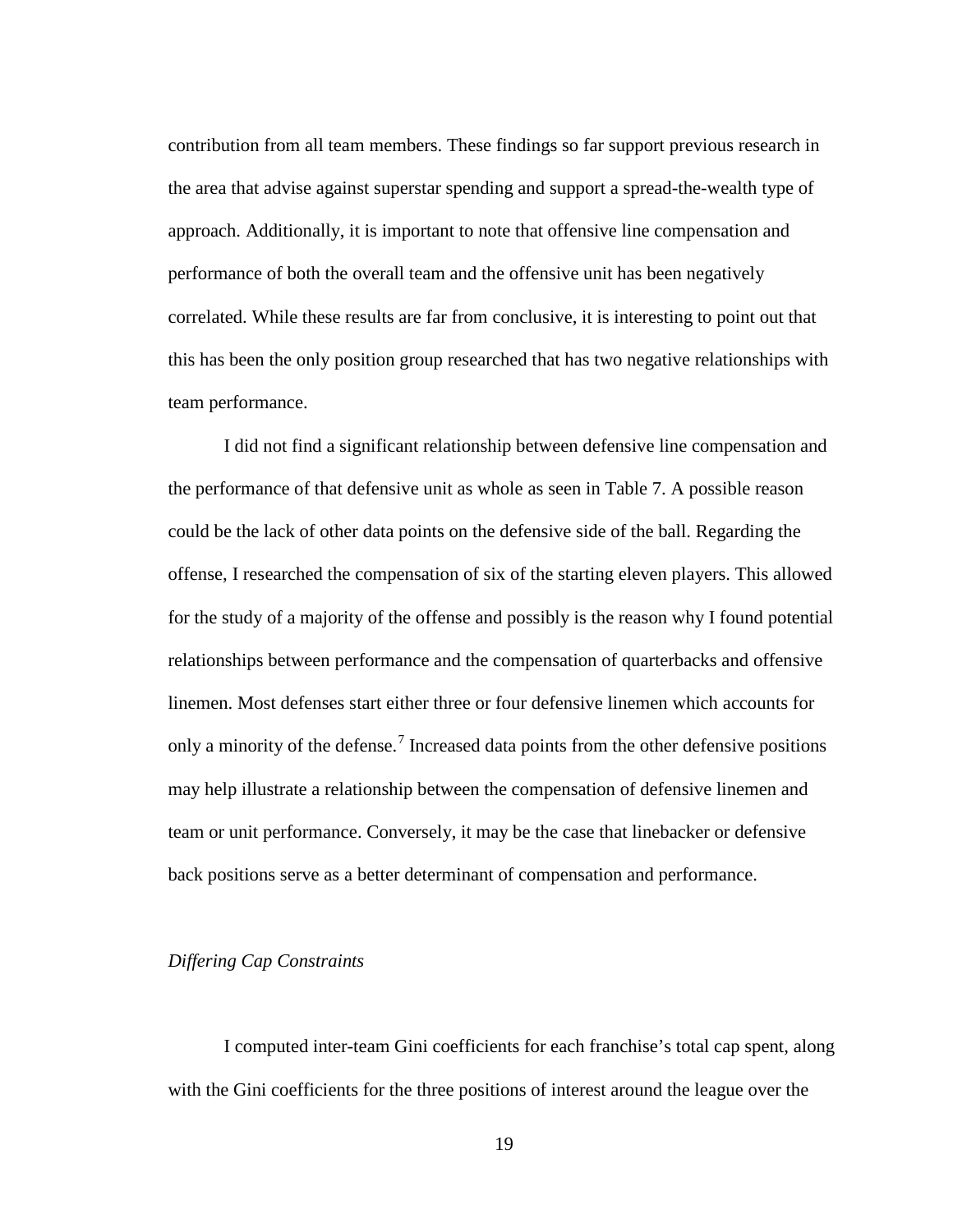contribution from all team members. These findings so far support previous research in the area that advise against superstar spending and support a spread-the-wealth type of approach. Additionally, it is important to note that offensive line compensation and performance of both the overall team and the offensive unit has been negatively correlated. While these results are far from conclusive, it is interesting to point out that this has been the only position group researched that has two negative relationships with team performance.

I did not find a significant relationship between defensive line compensation and the performance of that defensive unit as whole as seen in Table 7. A possible reason could be the lack of other data points on the defensive side of the ball. Regarding the offense, I researched the compensation of six of the starting eleven players. This allowed for the study of a majority of the offense and possibly is the reason why I found potential relationships between performance and the compensation of quarterbacks and offensive linemen. Most defenses start either three or four defensive linemen which accounts for only a minority of the defense.[7] Increased data points from the other defensive positions may help illustrate a relationship between the compensation of defensive linemen and team or unit performance. Conversely, it may be the case that linebacker or defensive back positions serve as a better determinant of compensation and performance.

### *Differing Cap Constraints*

I computed inter-team Gini coefficients for each franchise's total cap spent, along with the Gini coefficients for the three positions of interest around the league over the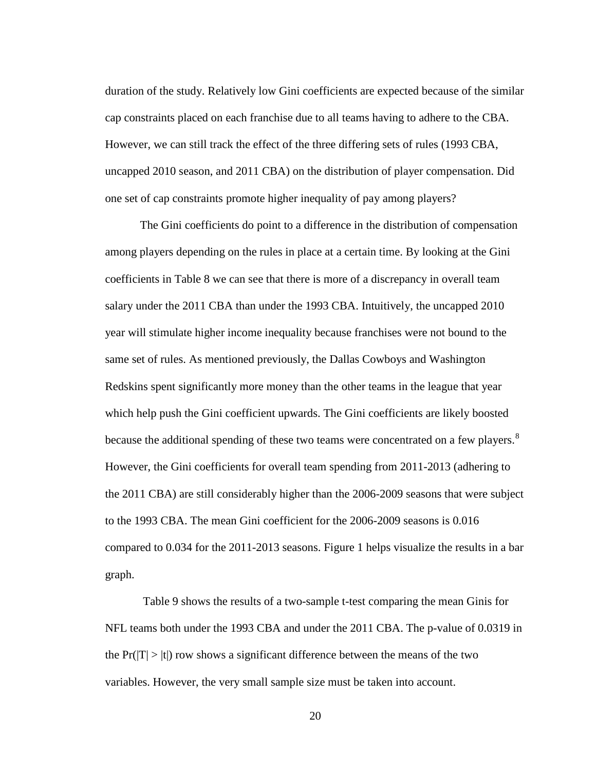duration of the study. Relatively low Gini coefficients are expected because of the similar cap constraints placed on each franchise due to all teams having to adhere to the CBA. However, we can still track the effect of the three differing sets of rules (1993 CBA, uncapped 2010 season, and 2011 CBA) on the distribution of player compensation. Did one set of cap constraints promote higher inequality of pay among players?

The Gini coefficients do point to a difference in the distribution of compensation among players depending on the rules in place at a certain time. By looking at the Gini coefficients in Table 8 we can see that there is more of a discrepancy in overall team salary under the 2011 CBA than under the 1993 CBA. Intuitively, the uncapped 2010 year will stimulate higher income inequality because franchises were not bound to the same set of rules. As mentioned previously, the Dallas Cowboys and Washington Redskins spent significantly more money than the other teams in the league that year which help push the Gini coefficient upwards. The Gini coefficients are likely boosted because the additional spending of these two teams were concentrated on a few players.[8] However, the Gini coefficients for overall team spending from 2011-2013 (adhering to the 2011 CBA) are still considerably higher than the 2006-2009 seasons that were subject to the 1993 CBA. The mean Gini coefficient for the 2006-2009 seasons is 0.016 compared to 0.034 for the 2011-2013 seasons. Figure 1 helps visualize the results in a bar graph.

Table 9 shows the results of a two-sample t-test comparing the mean Ginis for NFL teams both under the 1993 CBA and under the 2011 CBA. The p-value of 0.0319 in the $\Pr(|T| > |t|)$ row shows a significant difference between the means of the two variables. However, the very small sample size must be taken into account.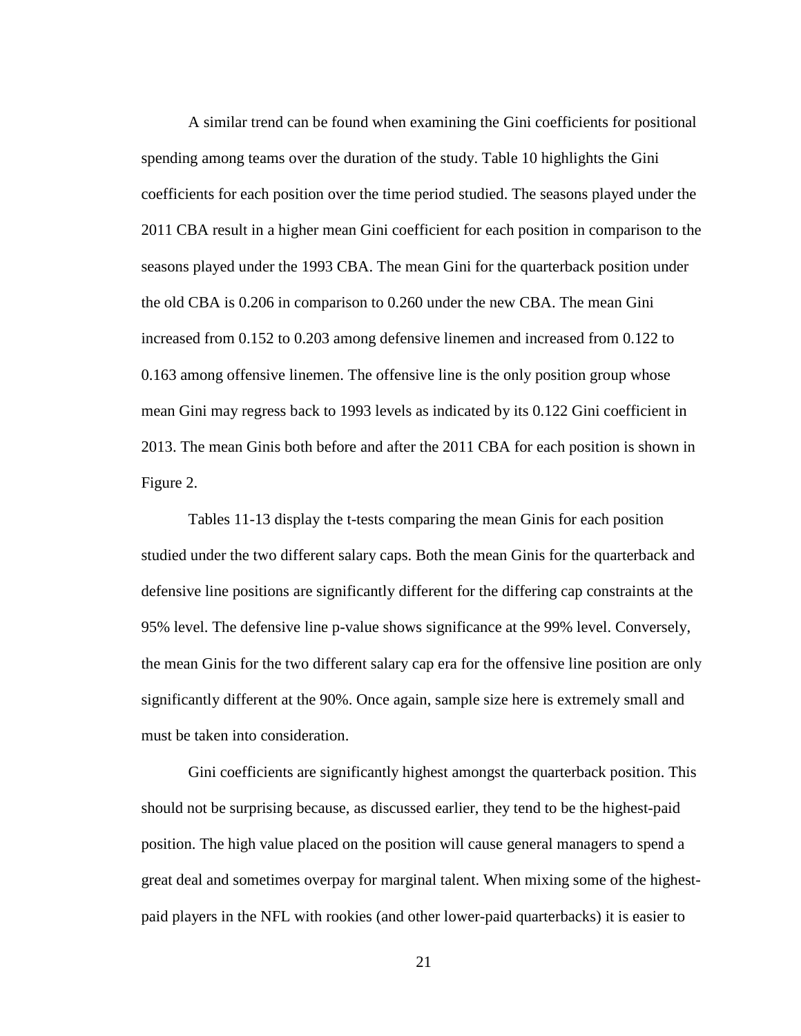A similar trend can be found when examining the Gini coefficients for positional spending among teams over the duration of the study. Table 10 highlights the Gini coefficients for each position over the time period studied. The seasons played under the 2011 CBA result in a higher mean Gini coefficient for each position in comparison to the seasons played under the 1993 CBA. The mean Gini for the quarterback position under the old CBA is 0.206 in comparison to 0.260 under the new CBA. The mean Gini increased from 0.152 to 0.203 among defensive linemen and increased from 0.122 to 0.163 among offensive linemen. The offensive line is the only position group whose mean Gini may regress back to 1993 levels as indicated by its 0.122 Gini coefficient in 2013. The mean Ginis both before and after the 2011 CBA for each position is shown in Figure 2.

Tables 11-13 display the t-tests comparing the mean Ginis for each position studied under the two different salary caps. Both the mean Ginis for the quarterback and defensive line positions are significantly different for the differing cap constraints at the 95% level. The defensive line p-value shows significance at the 99% level. Conversely, the mean Ginis for the two different salary cap era for the offensive line position are only significantly different at the 90%. Once again, sample size here is extremely small and must be taken into consideration.

Gini coefficients are significantly highest amongst the quarterback position. This should not be surprising because, as discussed earlier, they tend to be the highest-paid position. The high value placed on the position will cause general managers to spend a great deal and sometimes overpay for marginal talent. When mixing some of the highest-paid players in the NFL with rookies (and other lower-paid quarterbacks) it is easier to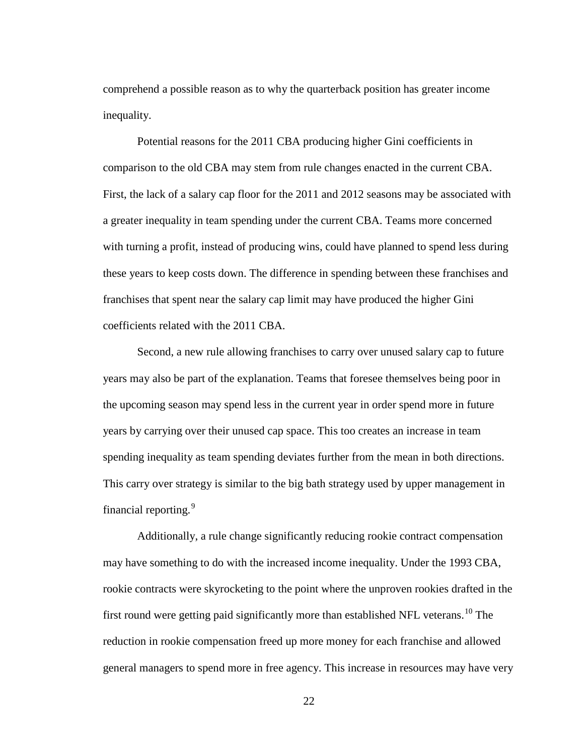comprehend a possible reason as to why the quarterback position has greater income inequality.

Potential reasons for the 2011 CBA producing higher Gini coefficients in comparison to the old CBA may stem from rule changes enacted in the current CBA. First, the lack of a salary cap floor for the 2011 and 2012 seasons may be associated with a greater inequality in team spending under the current CBA. Teams more concerned with turning a profit, instead of producing wins, could have planned to spend less during these years to keep costs down. The difference in spending between these franchises and franchises that spent near the salary cap limit may have produced the higher Gini coefficients related with the 2011 CBA.

Second, a new rule allowing franchises to carry over unused salary cap to future years may also be part of the explanation. Teams that foresee themselves being poor in the upcoming season may spend less in the current year in order spend more in future years by carrying over their unused cap space. This too creates an increase in team spending inequality as team spending deviates further from the mean in both directions. This carry over strategy is similar to the big bath strategy used by upper management in financial reporting.[9]

Additionally, a rule change significantly reducing rookie contract compensation may have something to do with the increased income inequality. Under the 1993 CBA, rookie contracts were skyrocketing to the point where the unproven rookies drafted in the first round were getting paid significantly more than established NFL veterans.[10] The reduction in rookie compensation freed up more money for each franchise and allowed general managers to spend more in free agency. This increase in resources may have very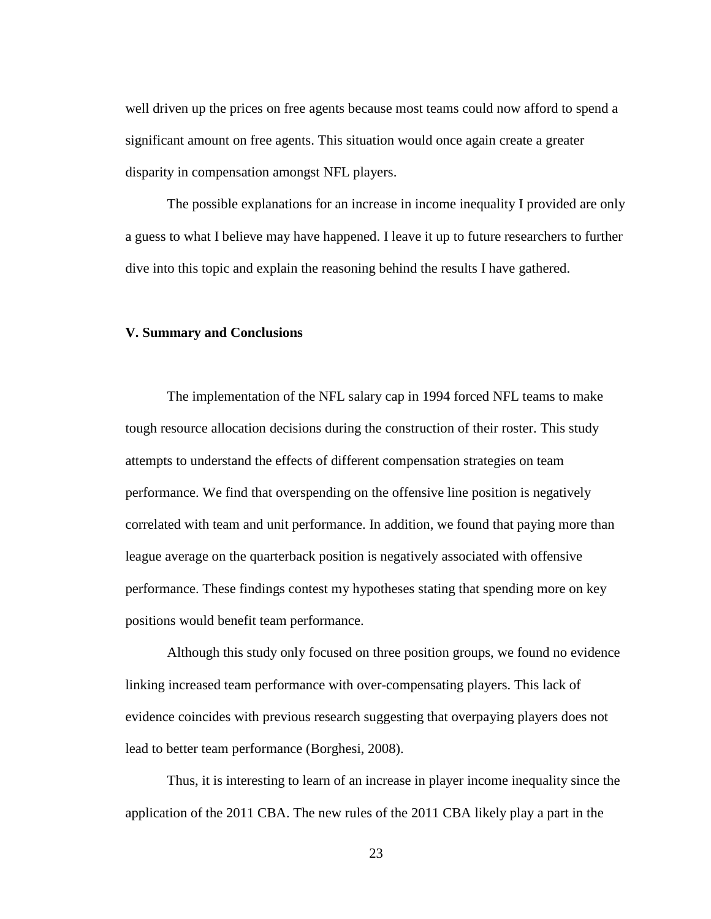well driven up the prices on free agents because most teams could now afford to spend a significant amount on free agents. This situation would once again create a greater disparity in compensation amongst NFL players.

The possible explanations for an increase in income inequality I provided are only a guess to what I believe may have happened. I leave it up to future researchers to further dive into this topic and explain the reasoning behind the results I have gathered.

## V. Summary and Conclusions

The implementation of the NFL salary cap in 1994 forced NFL teams to make tough resource allocation decisions during the construction of their roster. This study attempts to understand the effects of different compensation strategies on team performance. We find that overspending on the offensive line position is negatively correlated with team and unit performance. In addition, we found that paying more than league average on the quarterback position is negatively associated with offensive performance. These findings contest my hypotheses stating that spending more on key positions would benefit team performance.

Although this study only focused on three position groups, we found no evidence linking increased team performance with over-compensating players. This lack of evidence coincides with previous research suggesting that overpaying players does not lead to better team performance (Borghesi, 2008).

Thus, it is interesting to learn of an increase in player income inequality since the application of the 2011 CBA. The new rules of the 2011 CBA likely play a part in the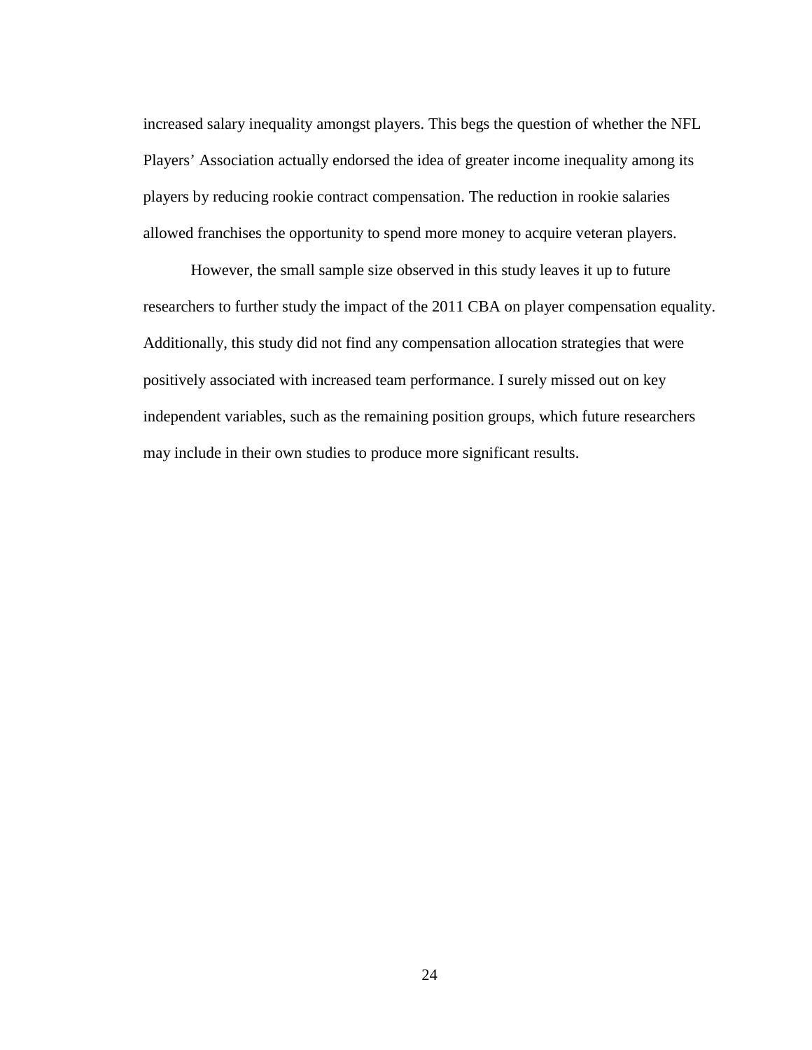increased salary inequality amongst players. This begs the question of whether the NFL Players' Association actually endorsed the idea of greater income inequality among its players by reducing rookie contract compensation. The reduction in rookie salaries allowed franchises the opportunity to spend more money to acquire veteran players.

However, the small sample size observed in this study leaves it up to future researchers to further study the impact of the 2011 CBA on player compensation equality. Additionally, this study did not find any compensation allocation strategies that were positively associated with increased team performance. I surely missed out on key independent variables, such as the remaining position groups, which future researchers may include in their own studies to produce more significant results.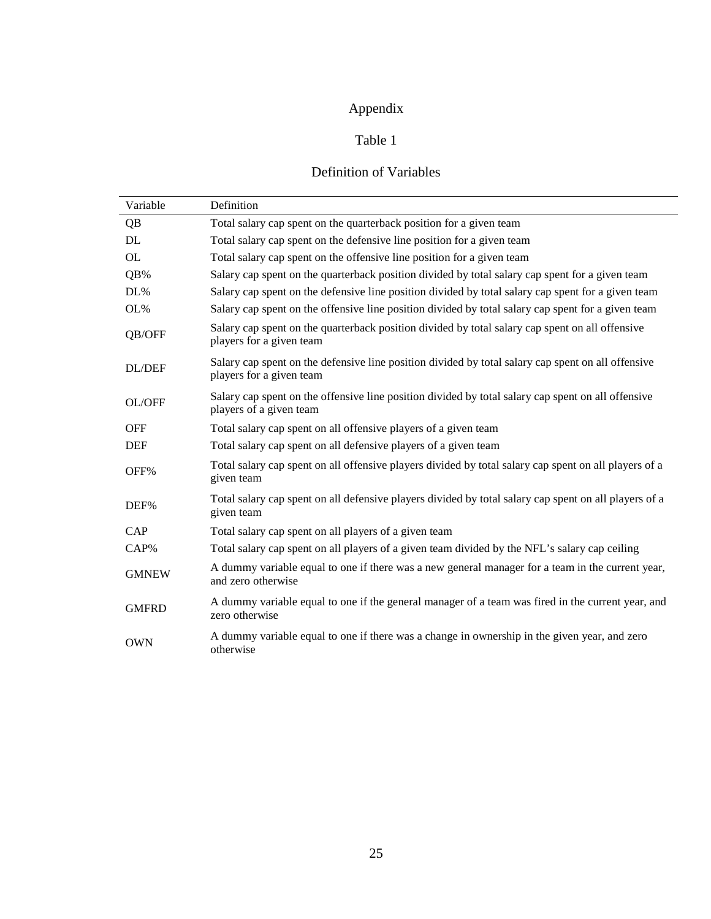# Appendix

## Table 1

### Definition of Variables

| Variable | Definition |
|---|---|
| QB | Total salary cap spent on the quarterback position for a given team |
| DL | Total salary cap spent on the defensive line position for a given team |
| OL | Total salary cap spent on the offensive line position for a given team |
| QB% | Salary cap spent on the quarterback position divided by total salary cap spent for a given team |
| DL% | Salary cap spent on the defensive line position divided by total salary cap spent for a given team |
| OL% | Salary cap spent on the offensive line position divided by total salary cap spent for a given team |
| QB/OFF | Salary cap spent on the quarterback position divided by total salary cap spent on all offensive players for a given team |
| DL/DEF | Salary cap spent on the defensive line position divided by total salary cap spent on all offensive players for a given team |
| OL/OFF | Salary cap spent on the offensive line position divided by total salary cap spent on all offensive players of a given team |
| OFF | Total salary cap spent on all offensive players of a given team |
| DEF | Total salary cap spent on all defensive players of a given team |
| OFF% | Total salary cap spent on all offensive players divided by total salary cap spent on all players of a given team |
| DEF% | Total salary cap spent on all defensive players divided by total salary cap spent on all players of a given team |
| CAP | Total salary cap spent on all players of a given team |
| CAP% | Total salary cap spent on all players of a given team divided by the NFL's salary cap ceiling |
| GMNEW | A dummy variable equal to one if there was a new general manager for a team in the current year, and zero otherwise |
| GMFRD | A dummy variable equal to one if the general manager of a team was fired in the current year, and zero otherwise |
| OWN | A dummy variable equal to one if there was a change in ownership in the given year, and zero otherwise |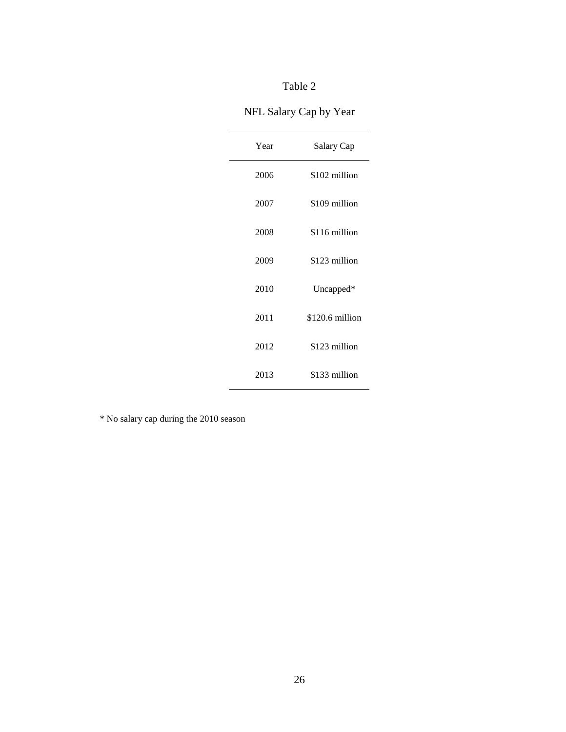Table 2

NFL Salary Cap by Year

| Year | Salary Cap |
|---|---|
| 2006 | $102 million |
| 2007 | $109 million |
| 2008 | $116 million |
| 2009 | $123 million |
| 2010 | Uncapped* |
| 2011 | $120.6 million |
| 2012 | $123 million |
| 2013 | $133 million |

* No salary cap during the 2010 season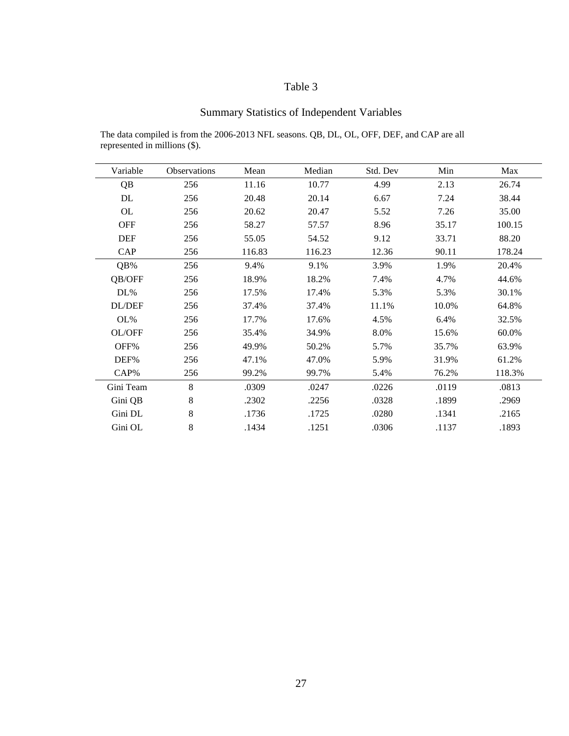# Table 3

## Summary Statistics of Independent Variables

The data compiled is from the 2006-2013 NFL seasons. QB, DL, OL, OFF, DEF, and CAP are all represented in millions ($).

| Variable | Observations | Mean | Median | Std. Dev | Min | Max |
|---|---|---|---|---|---|---|
| QB | 256 | 11.16 | 10.77 | 4.99 | 2.13 | 26.74 |
| DL | 256 | 20.48 | 20.14 | 6.67 | 7.24 | 38.44 |
| OL | 256 | 20.62 | 20.47 | 5.52 | 7.26 | 35.00 |
| OFF | 256 | 58.27 | 57.57 | 8.96 | 35.17 | 100.15 |
| DEF | 256 | 55.05 | 54.52 | 9.12 | 33.71 | 88.20 |
| CAP | 256 | 116.83 | 116.23 | 12.36 | 90.11 | 178.24 |
| QB% | 256 | 9.4% | 9.1% | 3.9% | 1.9% | 20.4% |
| QB/OFF | 256 | 18.9% | 18.2% | 7.4% | 4.7% | 44.6% |
| DL% | 256 | 17.5% | 17.4% | 5.3% | 5.3% | 30.1% |
| DL/DEF | 256 | 37.4% | 37.4% | 11.1% | 10.0% | 64.8% |
| OL% | 256 | 17.7% | 17.6% | 4.5% | 6.4% | 32.5% |
| OL/OFF | 256 | 35.4% | 34.9% | 8.0% | 15.6% | 60.0% |
| OFF% | 256 | 49.9% | 50.2% | 5.7% | 35.7% | 63.9% |
| DEF% | 256 | 47.1% | 47.0% | 5.9% | 31.9% | 61.2% |
| CAP% | 256 | 99.2% | 99.7% | 5.4% | 76.2% | 118.3% |
| Gini Team | 8 | .0309 | .0247 | .0226 | .0119 | .0813 |
| Gini QB | 8 | .2302 | .2256 | .0328 | .1899 | .2969 |
| Gini DL | 8 | .1736 | .1725 | .0280 | .1341 | .2165 |
| Gini OL | 8 | .1434 | .1251 | .0306 | .1137 | .1893 |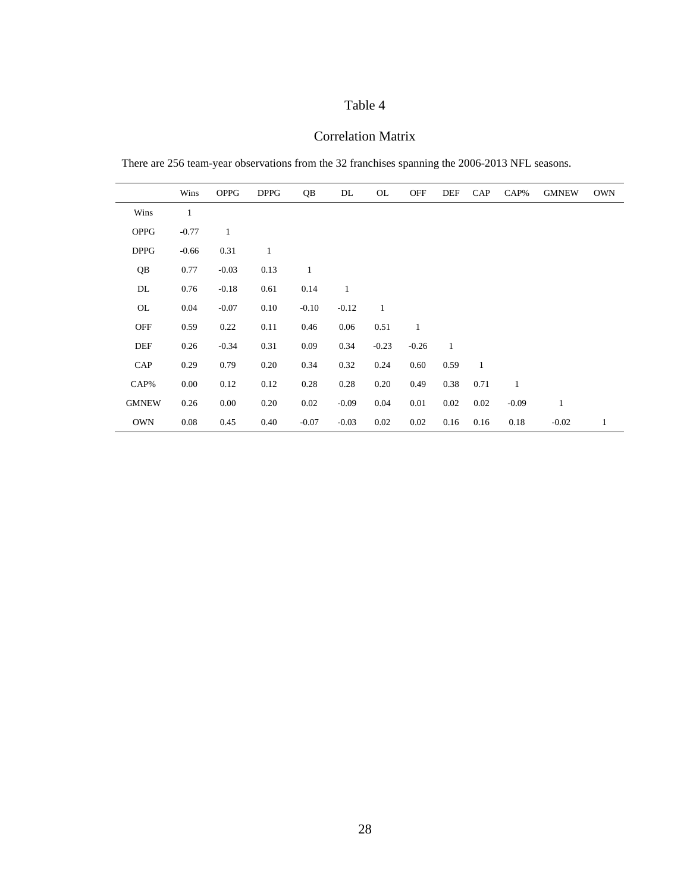Table 4

Correlation Matrix

There are 256 team-year observations from the 32 franchises spanning the 2006-2013 NFL seasons.

| | Wins | OPPG | DPPG | QB | DL | OL | OFF | DEF | CAP | CAP% | GMNEW | OWN |
|---|---|---|---|---|---|---|---|---|---|---|---|---|
| Wins | 1 | | | | | | | | | | | |
| OPPG | -0.77 | 1 | | | | | | | | | | |
| DPPG | -0.66 | 0.31 | 1 | | | | | | | | | |
| QB | 0.77 | -0.03 | 0.13 | 1 | | | | | | | | |
| DL | 0.76 | -0.18 | 0.61 | 0.14 | 1 | | | | | | | |
| OL | 0.04 | -0.07 | 0.10 | -0.10 | -0.12 | 1 | | | | | | |
| OFF | 0.59 | 0.22 | 0.11 | 0.46 | 0.06 | 0.51 | 1 | | | | | |
| DEF | 0.26 | -0.34 | 0.31 | 0.09 | 0.34 | -0.23 | -0.26 | 1 | | | | |
| CAP | 0.29 | 0.79 | 0.20 | 0.34 | 0.32 | 0.24 | 0.60 | 0.59 | 1 | | | |
| CAP% | 0.00 | 0.12 | 0.12 | 0.28 | 0.28 | 0.20 | 0.49 | 0.38 | 0.71 | 1 | | |
| GMNEW | 0.26 | 0.00 | 0.20 | 0.02 | -0.09 | 0.04 | 0.01 | 0.02 | 0.02 | -0.09 | 1 | |
| OWN | 0.08 | 0.45 | 0.40 | -0.07 | -0.03 | 0.02 | 0.02 | 0.16 | 0.16 | 0.18 | -0.02 | 1 |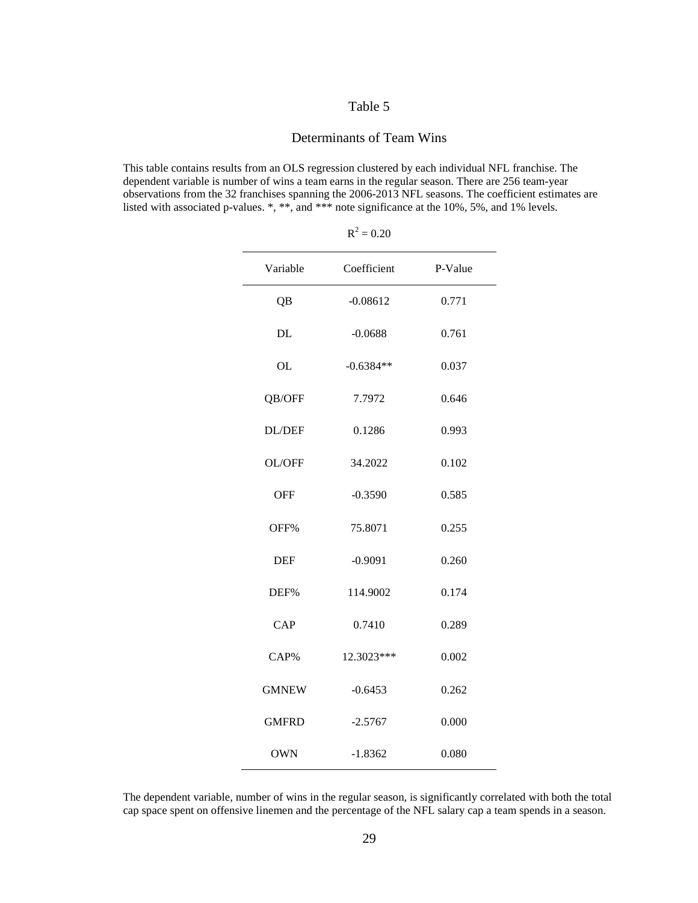Table 5

Determinants of Team Wins

This table contains results from an OLS regression clustered by each individual NFL franchise. The dependent variable is number of wins a team earns in the regular season. There are 256 team-year observations from the 32 franchises spanning the 2006-2013 NFL seasons. The coefficient estimates are listed with associated p-values. *, **, and *** note significance at the 10%, 5%, and 1% levels.

$R^2 = 0.20$

| Variable | Coefficient | P-Value |
|---|---|---|
| QB | -0.08612 | 0.771 |
| DL | -0.0688 | 0.761 |
| OL | -0.6384** | 0.037 |
| QB/OFF | 7.7972 | 0.646 |
| DL/DEF | 0.1286 | 0.993 |
| OL/OFF | 34.2022 | 0.102 |
| OFF | -0.3590 | 0.585 |
| OFF% | 75.8071 | 0.255 |
| DEF | -0.9091 | 0.260 |
| DEF% | 114.9002 | 0.174 |
| CAP | 0.7410 | 0.289 |
| CAP% | 12.3023*** | 0.002 |
| GMNEW | -0.6453 | 0.262 |
| GMFRD | -2.5767 | 0.000 |
| OWN | -1.8362 | 0.080 |

The dependent variable, number of wins in the regular season, is significantly correlated with both the total cap space spent on offensive linemen and the percentage of the NFL salary cap a team spends in a season.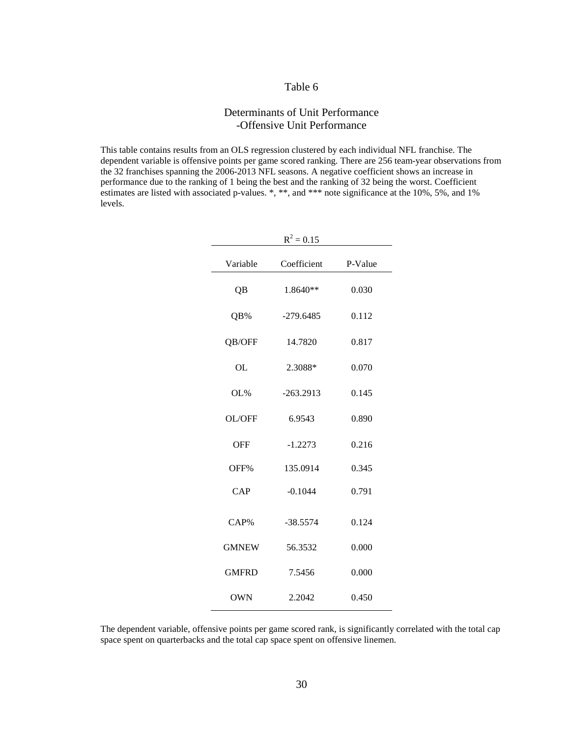# Table 6

## Determinants of Unit Performance
## -Offensive Unit Performance

This table contains results from an OLS regression clustered by each individual NFL franchise. The dependent variable is offensive points per game scored ranking. There are 256 team-year observations from the 32 franchises spanning the 2006-2013 NFL seasons. A negative coefficient shows an increase in performance due to the ranking of 1 being the best and the ranking of 32 being the worst. Coefficient estimates are listed with associated p-values. *, **, and *** note significance at the 10%, 5%, and 1% levels.

| $R^2 = 0.15$ | | |
|---|---|---|
| Variable | Coefficient | P-Value |
| QB | 1.8640** | 0.030 |
| QB% | -279.6485 | 0.112 |
| QB/OFF | 14.7820 | 0.817 |
| OL | 2.3088* | 0.070 |
| OL% | -263.2913 | 0.145 |
| OL/OFF | 6.9543 | 0.890 |
| OFF | -1.2273 | 0.216 |
| OFF% | 135.0914 | 0.345 |
| CAP | -0.1044 | 0.791 |
| CAP% | -38.5574 | 0.124 |
| GMNEW | 56.3532 | 0.000 |
| GMFRD | 7.5456 | 0.000 |
| OWN | 2.2042 | 0.450 |

The dependent variable, offensive points per game scored rank, is significantly correlated with the total cap space spent on quarterbacks and the total cap space spent on offensive linemen.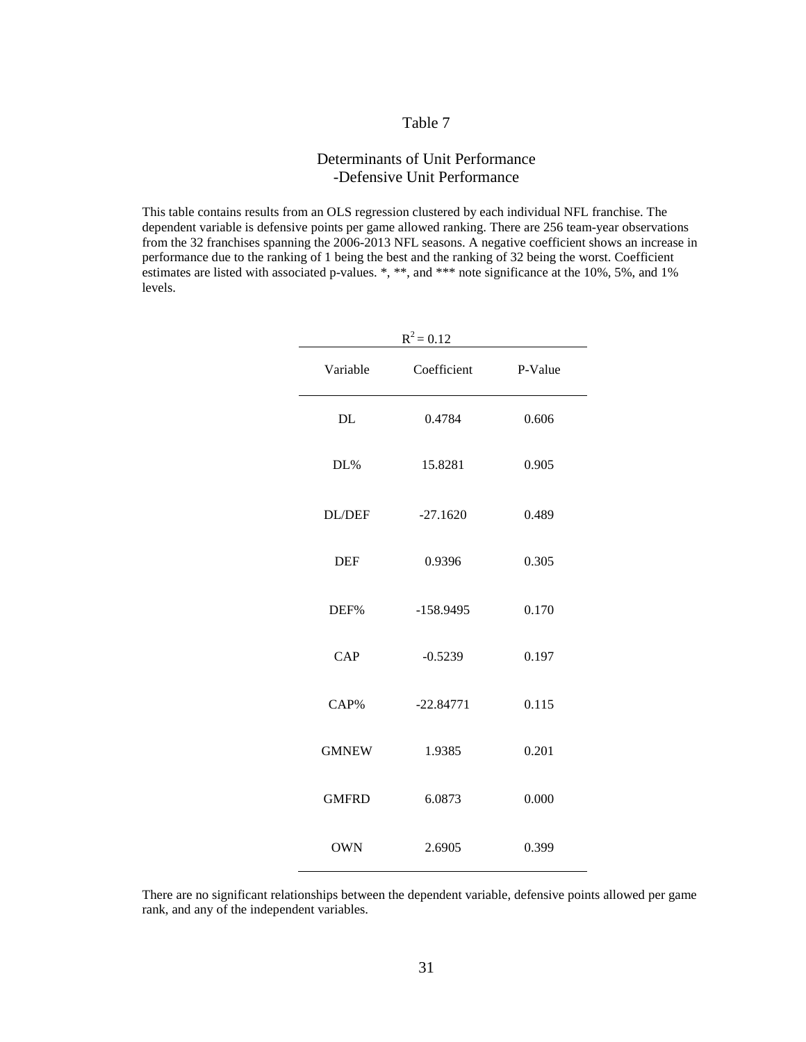Table 7

Determinants of Unit Performance
-Defensive Unit Performance

This table contains results from an OLS regression clustered by each individual NFL franchise. The dependent variable is defensive points per game allowed ranking. There are 256 team-year observations from the 32 franchises spanning the 2006-2013 NFL seasons. A negative coefficient shows an increase in performance due to the ranking of 1 being the best and the ranking of 32 being the worst. Coefficient estimates are listed with associated p-values. *, **, and *** note significance at the 10%, 5%, and 1% levels.

$R^2 = 0.12$

| Variable | Coefficient | P-Value |
|---|---|---|
| DL | 0.4784 | 0.606 |
| DL% | 15.8281 | 0.905 |
| DL/DEF | -27.1620 | 0.489 |
| DEF | 0.9396 | 0.305 |
| DEF% | -158.9495 | 0.170 |
| CAP | -0.5239 | 0.197 |
| CAP% | -22.84771 | 0.115 |
| GMNEW | 1.9385 | 0.201 |
| GMFRD | 6.0873 | 0.000 |
| OWN | 2.6905 | 0.399 |

There are no significant relationships between the dependent variable, defensive points allowed per game rank, and any of the independent variables.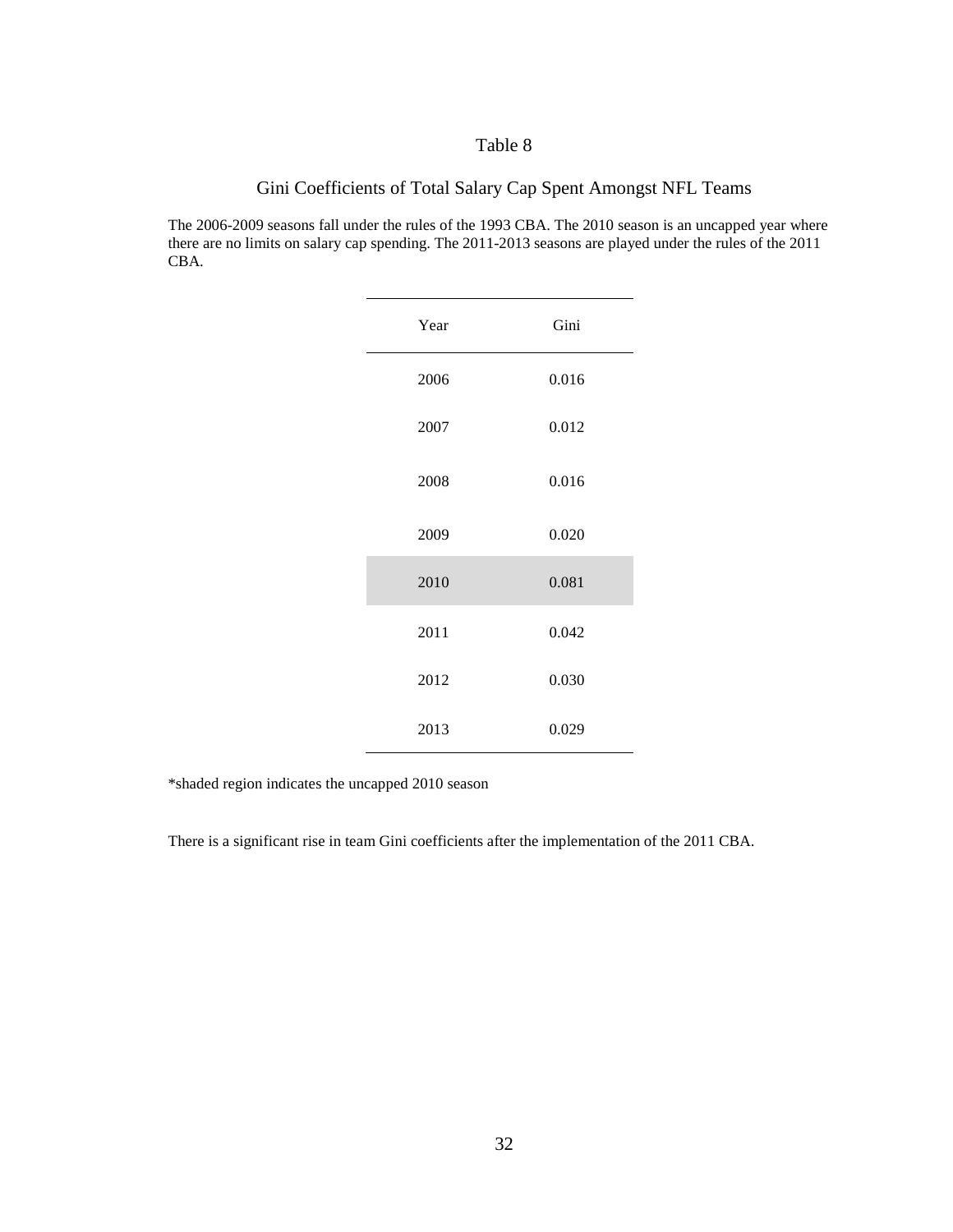Table 8

Gini Coefficients of Total Salary Cap Spent Amongst NFL Teams

The 2006-2009 seasons fall under the rules of the 1993 CBA. The 2010 season is an uncapped year where there are no limits on salary cap spending. The 2011-2013 seasons are played under the rules of the 2011 CBA.

| Year | Gini |
|---|---|
| 2006 | 0.016 |
| 2007 | 0.012 |
| 2008 | 0.016 |
| 2009 | 0.020 |
| 2010 | 0.081 |
| 2011 | 0.042 |
| 2012 | 0.030 |
| 2013 | 0.029 |

*shaded region indicates the uncapped 2010 season

There is a significant rise in team Gini coefficients after the implementation of the 2011 CBA.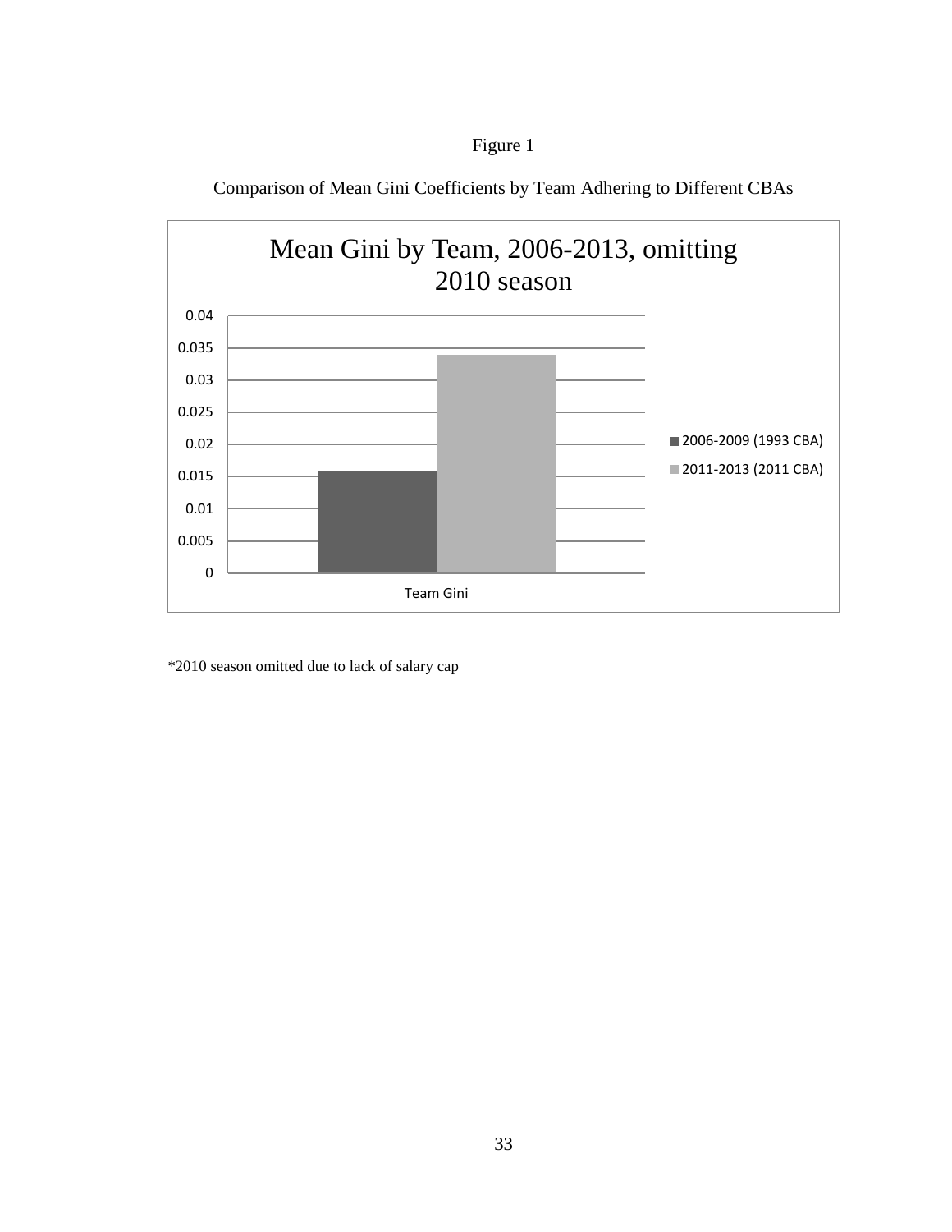Figure 1

Comparison of Mean Gini Coefficients by Team Adhering to Different CBAs

Mean Gini by Team, 2006-2013, omitting 2010 season

| | 2006-2009 (1993 CBA) | 2011-2013 (2011 CBA) |
|---|---|---|
| Team Gini | 0.016 | 0.034 |

*2010 season omitted due to lack of salary cap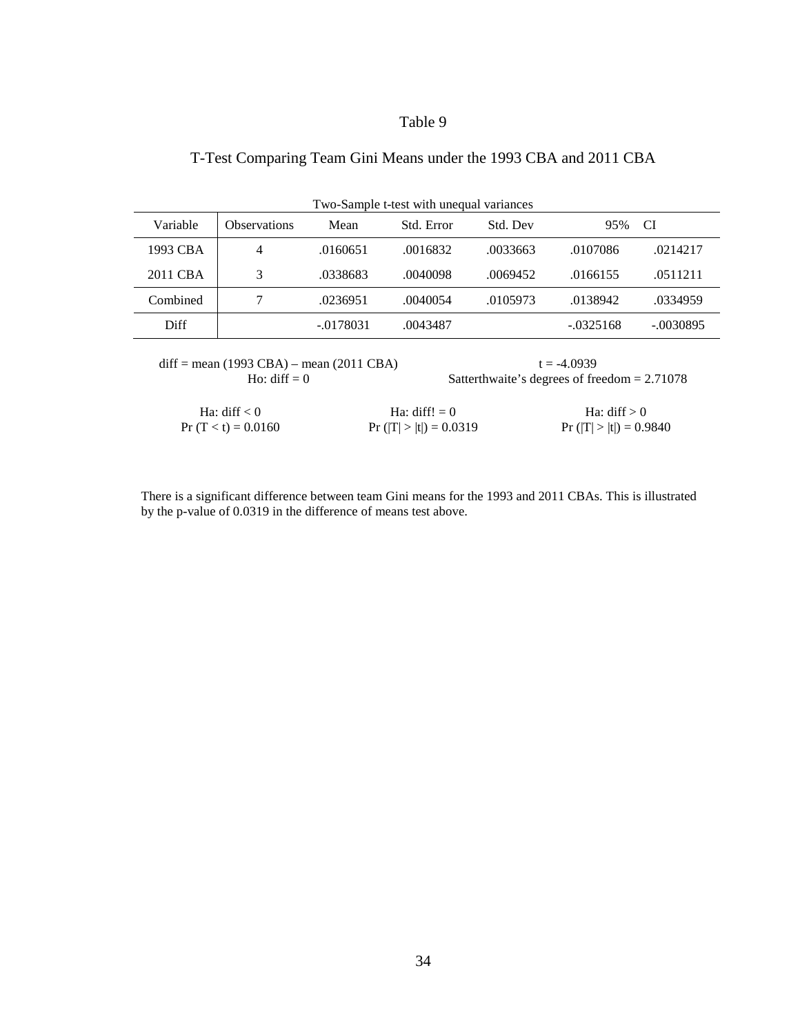Table 9

T-Test Comparing Team Gini Means under the 1993 CBA and 2011 CBA

Two-Sample t-test with unequal variances

| Variable | Observations | Mean | Std. Error | Std. Dev | 95% CI | |
|---|---|---|---|---|---|---|
| 1993 CBA | 4 | .0160651 | .0016832 | .0033663 | .0107086 | .0214217 |
| 2011 CBA | 3 | .0338683 | .0040098 | .0069452 | .0166155 | .0511211 |
| Combined | 7 | .0236951 | .0040054 | .0105973 | .0138942 | .0334959 |
| Diff | | -.0178031 | .0043487 | | -.0325168 | -.0030895 |

diff = mean (1993 CBA) – mean (2011 CBA) t = -4.0939

Ho: diff = 0 Satterthwaite's degrees of freedom = 2.71078

| Ha: diff < 0 | Ha: diff! = 0 | Ha: diff > 0 |
|---|---|---|
| Pr (T < t) = 0.0160 | Pr (\|T\| > \|t\|) = 0.0319 | Pr (\|T\| > \|t\|) = 0.9840 |

There is a significant difference between team Gini means for the 1993 and 2011 CBAs. This is illustrated by the p-value of 0.0319 in the difference of means test above.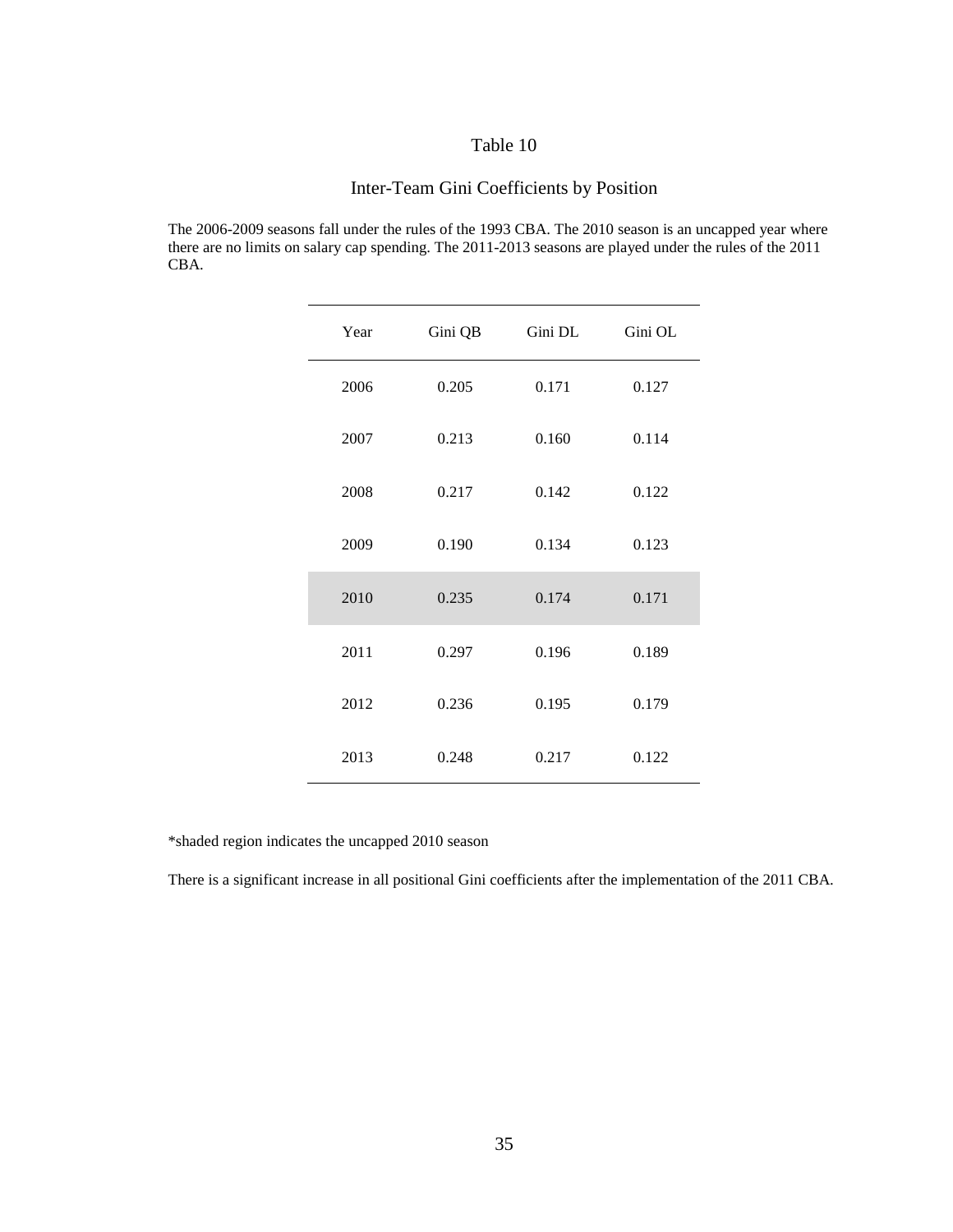Table 10

Inter-Team Gini Coefficients by Position

The 2006-2009 seasons fall under the rules of the 1993 CBA. The 2010 season is an uncapped year where there are no limits on salary cap spending. The 2011-2013 seasons are played under the rules of the 2011 CBA.

| Year | Gini QB | Gini DL | Gini OL |
|---|---|---|---|
| 2006 | 0.205 | 0.171 | 0.127 |
| 2007 | 0.213 | 0.160 | 0.114 |
| 2008 | 0.217 | 0.142 | 0.122 |
| 2009 | 0.190 | 0.134 | 0.123 |
| 2010 | 0.235 | 0.174 | 0.171 |
| 2011 | 0.297 | 0.196 | 0.189 |
| 2012 | 0.236 | 0.195 | 0.179 |
| 2013 | 0.248 | 0.217 | 0.122 |

*shaded region indicates the uncapped 2010 season

There is a significant increase in all positional Gini coefficients after the implementation of the 2011 CBA.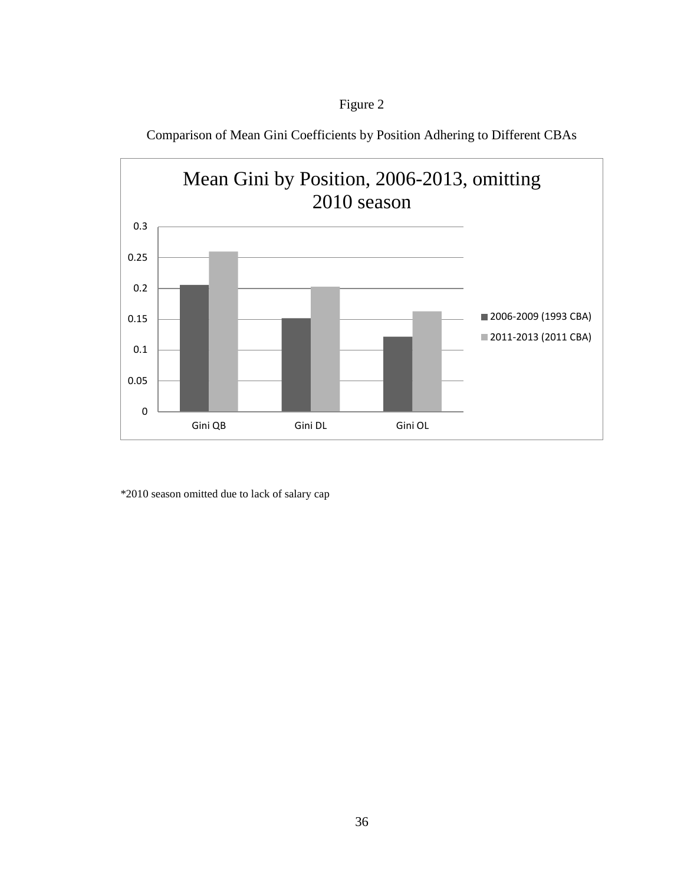Figure 2

Comparison of Mean Gini Coefficients by Position Adhering to Different CBAs

**Mean Gini by Position, 2006-2013, omitting 2010 season**

| | 2006-2009 (1993 CBA) | 2011-2013 (2011 CBA) |
|---|---|---|
| Gini QB | ~0.205 | ~0.26 |
| Gini DL | ~0.151 | ~0.203 |
| Gini OL | ~0.122 | ~0.163 |

*2010 season omitted due to lack of salary cap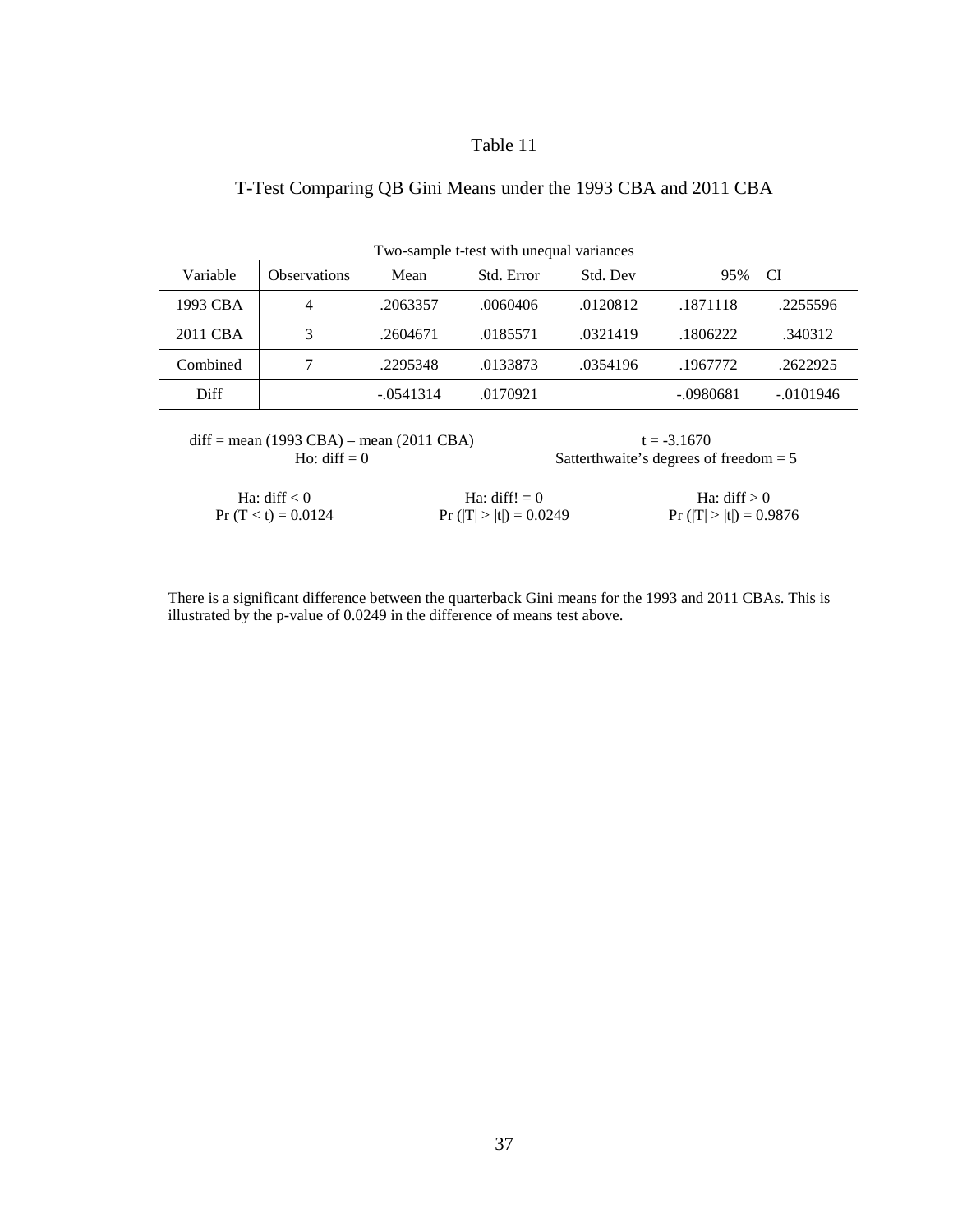Table 11

T-Test Comparing QB Gini Means under the 1993 CBA and 2011 CBA

Two-sample t-test with unequal variances

| Variable | Observations | Mean | Std. Error | Std. Dev | 95% CI | |
|---|---|---|---|---|---|---|
| 1993 CBA | 4 | .2063357 | .0060406 | .0120812 | .1871118 | .2255596 |
| 2011 CBA | 3 | .2604671 | .0185571 | .0321419 | .1806222 | .340312 |
| Combined | 7 | .2295348 | .0133873 | .0354196 | .1967772 | .2622925 |
| Diff | | -.0541314 | .0170921 | | -.0980681 | -.0101946 |

diff = mean (1993 CBA) – mean (2011 CBA) $t = -3.1670$

Ho: diff = 0 Satterthwaite's degrees of freedom = 5

| Ha: diff < 0 | Ha: diff! = 0 | Ha: diff > 0 |
|---|---|---|
| Pr (T < t) = 0.0124 | Pr (\|T\| > \|t\|) = 0.0249 | Pr (\|T\| > \|t\|) = 0.9876 |

There is a significant difference between the quarterback Gini means for the 1993 and 2011 CBAs. This is illustrated by the p-value of 0.0249 in the difference of means test above.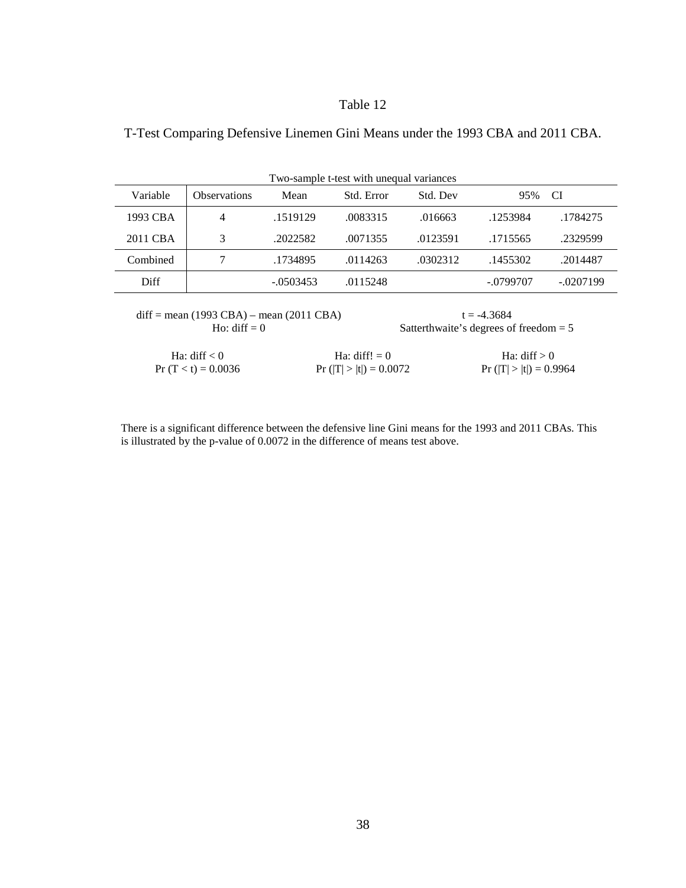Table 12

T-Test Comparing Defensive Linemen Gini Means under the 1993 CBA and 2011 CBA.

Two-sample t-test with unequal variances

| Variable | Observations | Mean | Std. Error | Std. Dev | 95% CI | |
|---|---|---|---|---|---|---|
| 1993 CBA | 4 | .1519129 | .0083315 | .016663 | .1253984 | .1784275 |
| 2011 CBA | 3 | .2022582 | .0071355 | .0123591 | .1715565 | .2329599 |
| Combined | 7 | .1734895 | .0114263 | .0302312 | .1455302 | .2014487 |
| Diff | | -.0503453 | .0115248 | | -.0799707 | -.0207199 |

diff = mean (1993 CBA) – mean (2011 CBA) $\quad$ t = -4.3684

Ho: diff = 0 $\quad$ Satterthwaite's degrees of freedom = 5

| Ha: diff < 0 | Ha: diff! = 0 | Ha: diff > 0 |
|---|---|---|
| Pr (T < t) = 0.0036 | Pr (\|T\| > \|t\|) = 0.0072 | Pr (\|T\| > \|t\|) = 0.9964 |

There is a significant difference between the defensive line Gini means for the 1993 and 2011 CBAs. This is illustrated by the p-value of 0.0072 in the difference of means test above.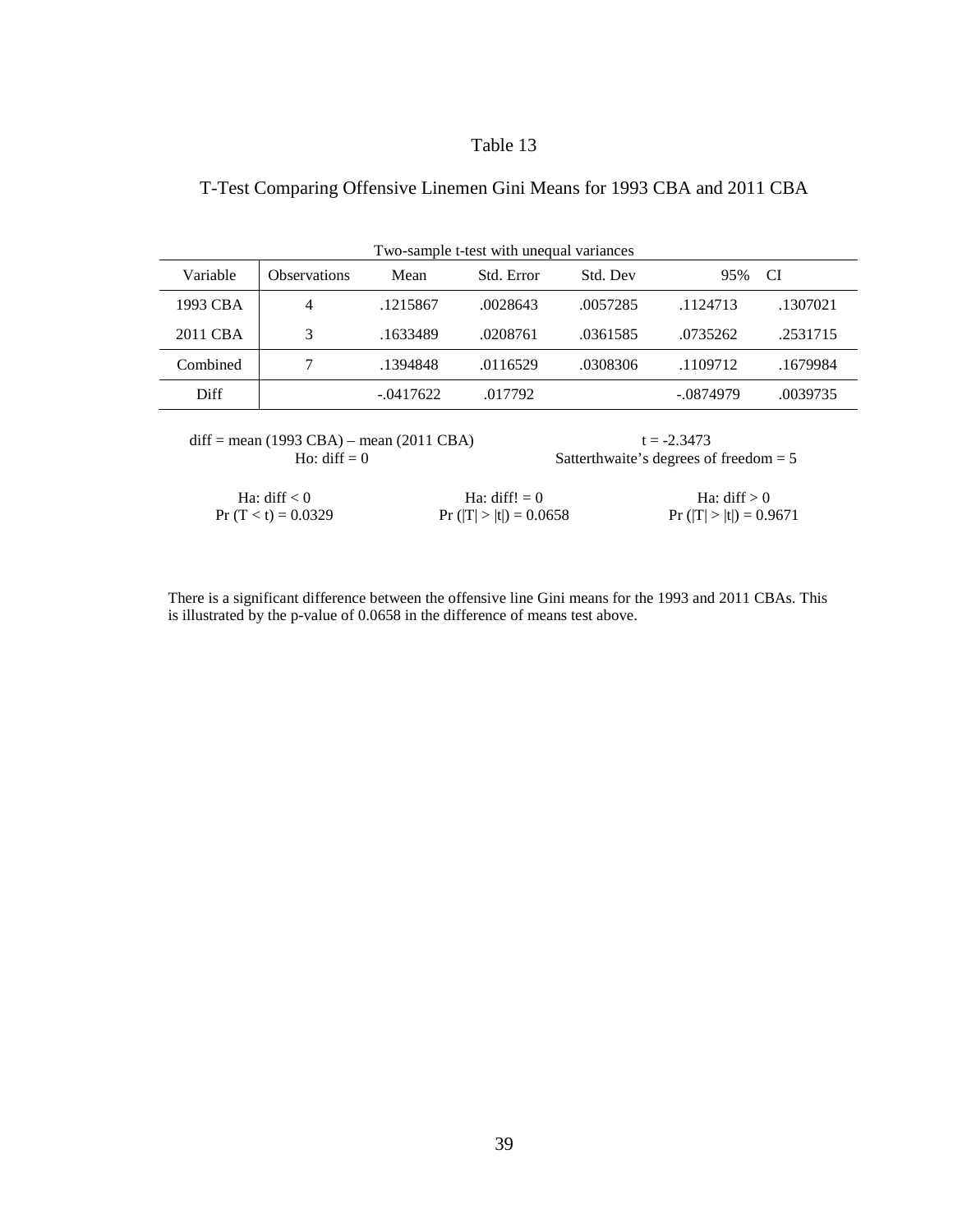Table 13

T-Test Comparing Offensive Linemen Gini Means for 1993 CBA and 2011 CBA

Two-sample t-test with unequal variances

| Variable | Observations | Mean | Std. Error | Std. Dev | 95% CI | |
|---|---|---|---|---|---|---|
| 1993 CBA | 4 | .1215867 | .0028643 | .0057285 | .1124713 | .1307021 |
| 2011 CBA | 3 | .1633489 | .0208761 | .0361585 | .0735262 | .2531715 |
| Combined | 7 | .1394848 | .0116529 | .0308306 | .1109712 | .1679984 |
| Diff | | -.0417622 | .017792 | | -.0874979 | .0039735 |

diff = mean (1993 CBA) – mean (2011 CBA)  t = -2.3473

Ho: diff = 0  Satterthwaite's degrees of freedom = 5

| Ha: diff < 0 | Ha: diff! = 0 | Ha: diff > 0 |
|---|---|---|
| Pr (T < t) = 0.0329 | Pr (\|T\| > \|t\|) = 0.0658 | Pr (\|T\| > \|t\|) = 0.9671 |

There is a significant difference between the offensive line Gini means for the 1993 and 2011 CBAs. This is illustrated by the p-value of 0.0658 in the difference of means test above.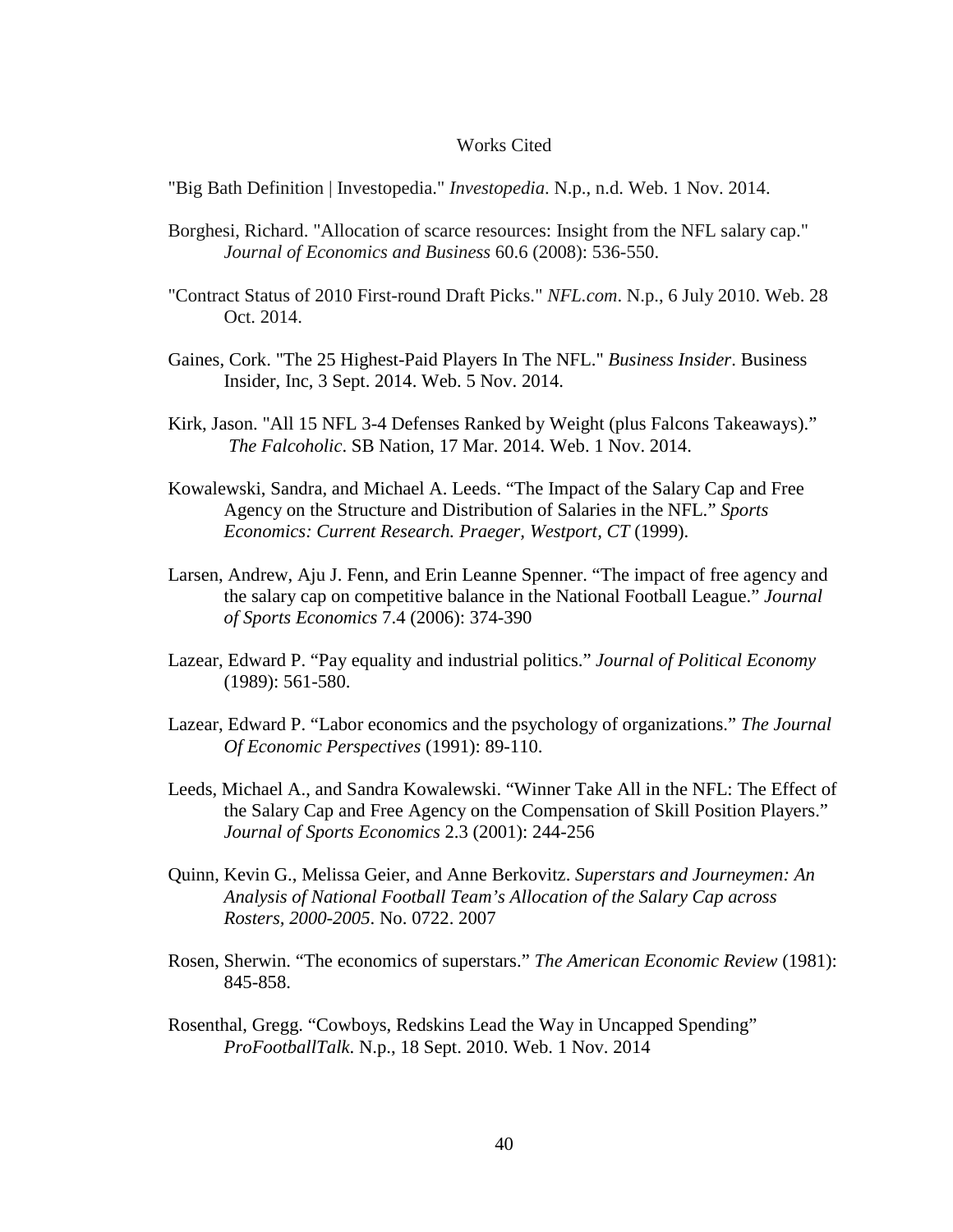# Works Cited

"Big Bath Definition | Investopedia." *Investopedia*. N.p., n.d. Web. 1 Nov. 2014.

Borghesi, Richard. "Allocation of scarce resources: Insight from the NFL salary cap." *Journal of Economics and Business* 60.6 (2008): 536-550.

"Contract Status of 2010 First-round Draft Picks." *NFL.com*. N.p., 6 July 2010. Web. 28 Oct. 2014.

Gaines, Cork. "The 25 Highest-Paid Players In The NFL." *Business Insider*. Business Insider, Inc, 3 Sept. 2014. Web. 5 Nov. 2014.

Kirk, Jason. "All 15 NFL 3-4 Defenses Ranked by Weight (plus Falcons Takeaways)." *The Falcoholic*. SB Nation, 17 Mar. 2014. Web. 1 Nov. 2014.

Kowalewski, Sandra, and Michael A. Leeds. "The Impact of the Salary Cap and Free Agency on the Structure and Distribution of Salaries in the NFL." *Sports Economics: Current Research. Praeger, Westport, CT* (1999).

Larsen, Andrew, Aju J. Fenn, and Erin Leanne Spenner. "The impact of free agency and the salary cap on competitive balance in the National Football League." *Journal of Sports Economics* 7.4 (2006): 374-390

Lazear, Edward P. "Pay equality and industrial politics." *Journal of Political Economy* (1989): 561-580.

Lazear, Edward P. "Labor economics and the psychology of organizations." *The Journal Of Economic Perspectives* (1991): 89-110.

Leeds, Michael A., and Sandra Kowalewski. "Winner Take All in the NFL: The Effect of the Salary Cap and Free Agency on the Compensation of Skill Position Players." *Journal of Sports Economics* 2.3 (2001): 244-256

Quinn, Kevin G., Melissa Geier, and Anne Berkovitz. *Superstars and Journeymen: An Analysis of National Football Team's Allocation of the Salary Cap across Rosters, 2000-2005*. No. 0722. 2007

Rosen, Sherwin. "The economics of superstars." *The American Economic Review* (1981): 845-858.

Rosenthal, Gregg. "Cowboys, Redskins Lead the Way in Uncapped Spending" *ProFootballTalk*. N.p., 18 Sept. 2010. Web. 1 Nov. 2014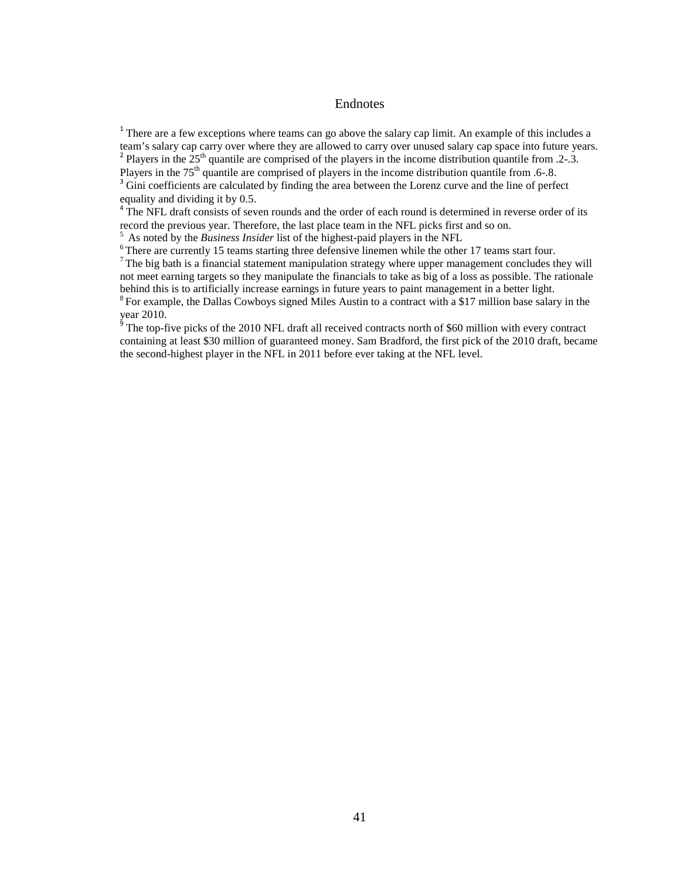# Endnotes

[1] There are a few exceptions where teams can go above the salary cap limit. An example of this includes a team's salary cap carry over where they are allowed to carry over unused salary cap space into future years.
[2] Players in the $25^{th}$ quantile are comprised of the players in the income distribution quantile from .2-.3. Players in the $75^{th}$ quantile are comprised of players in the income distribution quantile from .6-.8.
[3] Gini coefficients are calculated by finding the area between the Lorenz curve and the line of perfect equality and dividing it by 0.5.
[4] The NFL draft consists of seven rounds and the order of each round is determined in reverse order of its record the previous year. Therefore, the last place team in the NFL picks first and so on.
[5] As noted by the *Business Insider* list of the highest-paid players in the NFL
[6] There are currently 15 teams starting three defensive linemen while the other 17 teams start four.
[7] The big bath is a financial statement manipulation strategy where upper management concludes they will not meet earning targets so they manipulate the financials to take as big of a loss as possible. The rationale behind this is to artificially increase earnings in future years to paint management in a better light.
[8] For example, the Dallas Cowboys signed Miles Austin to a contract with a $17 million base salary in the year 2010.
[9] The top-five picks of the 2010 NFL draft all received contracts north of $60 million with every contract containing at least $30 million of guaranteed money. Sam Bradford, the first pick of the 2010 draft, became the second-highest player in the NFL in 2011 before ever taking at the NFL level.